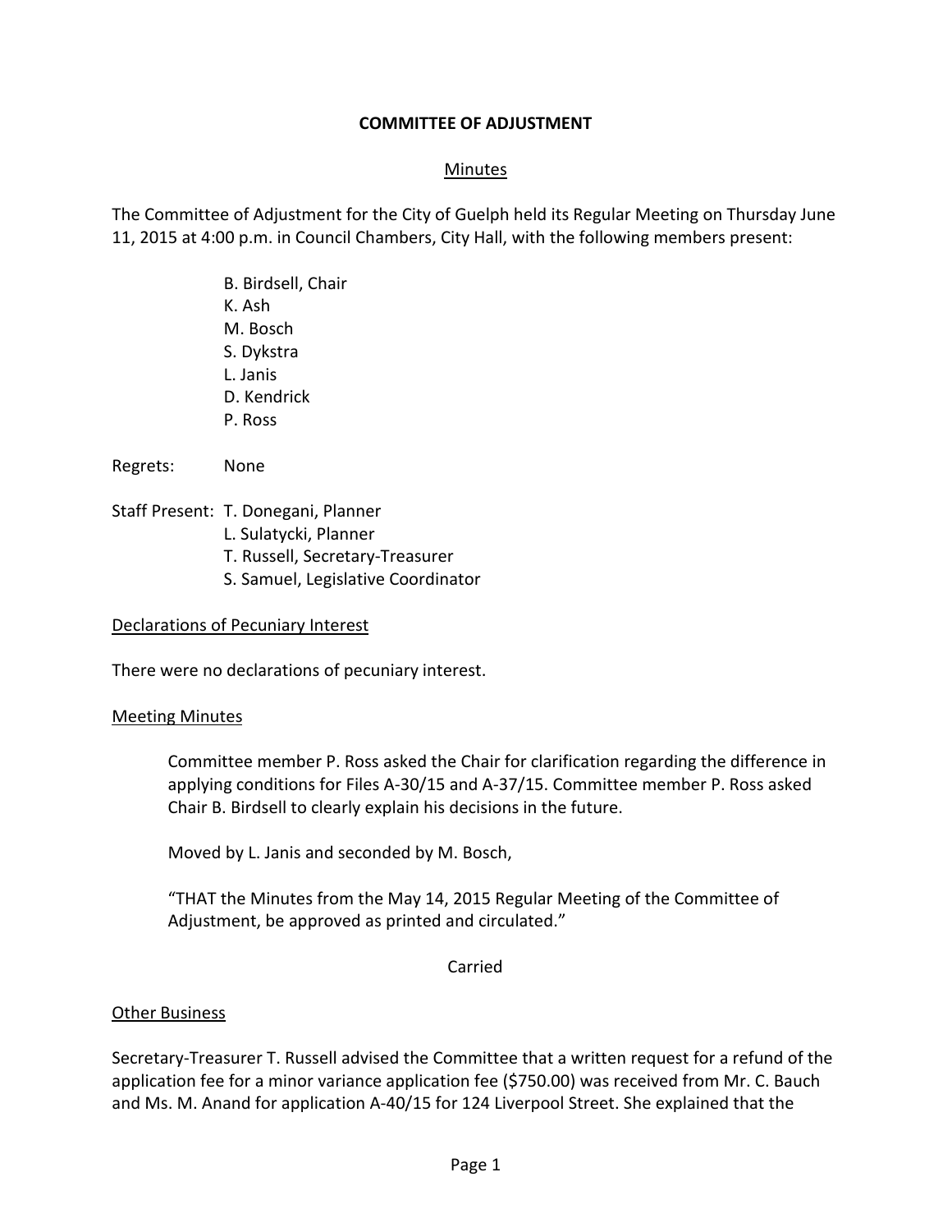# COMMITTEE OF ADJUSTMENT

## Minutes

The Committee of Adjustment for the City of Guelph held its Regular Meeting on Thursday June 11, 2015 at 4:00 p.m. in Council Chambers, City Hall, with the following members present:

B. Birdsell, Chair
K. Ash
M. Bosch
S. Dykstra
L. Janis
D. Kendrick
P. Ross

Regrets: None

Staff Present: T. Donegani, Planner
L. Sulatycki, Planner
T. Russell, Secretary-Treasurer
S. Samuel, Legislative Coordinator

### Declarations of Pecuniary Interest

There were no declarations of pecuniary interest.

### Meeting Minutes

Committee member P. Ross asked the Chair for clarification regarding the difference in applying conditions for Files A-30/15 and A-37/15. Committee member P. Ross asked Chair B. Birdsell to clearly explain his decisions in the future.

Moved by L. Janis and seconded by M. Bosch,

"THAT the Minutes from the May 14, 2015 Regular Meeting of the Committee of Adjustment, be approved as printed and circulated."

Carried

### Other Business

Secretary-Treasurer T. Russell advised the Committee that a written request for a refund of the application fee for a minor variance application fee ($750.00) was received from Mr. C. Bauch and Ms. M. Anand for application A-40/15 for 124 Liverpool Street. She explained that the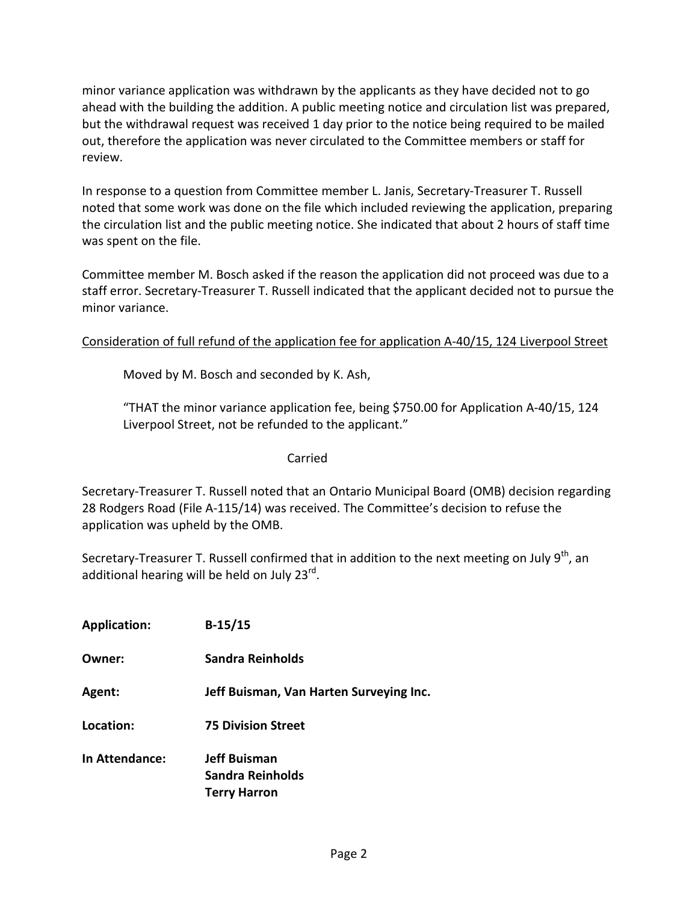minor variance application was withdrawn by the applicants as they have decided not to go ahead with the building the addition. A public meeting notice and circulation list was prepared, but the withdrawal request was received 1 day prior to the notice being required to be mailed out, therefore the application was never circulated to the Committee members or staff for review.

In response to a question from Committee member L. Janis, Secretary-Treasurer T. Russell noted that some work was done on the file which included reviewing the application, preparing the circulation list and the public meeting notice. She indicated that about 2 hours of staff time was spent on the file.

Committee member M. Bosch asked if the reason the application did not proceed was due to a staff error. Secretary-Treasurer T. Russell indicated that the applicant decided not to pursue the minor variance.

Consideration of full refund of the application fee for application A-40/15, 124 Liverpool Street

> Moved by M. Bosch and seconded by K. Ash,
>
> "THAT the minor variance application fee, being $750.00 for Application A-40/15, 124 Liverpool Street, not be refunded to the applicant."
>
> Carried

Secretary-Treasurer T. Russell noted that an Ontario Municipal Board (OMB) decision regarding 28 Rodgers Road (File A-115/14) was received. The Committee's decision to refuse the application was upheld by the OMB.

Secretary-Treasurer T. Russell confirmed that in addition to the next meeting on July 9th, an additional hearing will be held on July 23rd.

**Application:** **B-15/15**

**Owner:** **Sandra Reinholds**

**Agent:** **Jeff Buisman, Van Harten Surveying Inc.**

**Location:** **75 Division Street**

**In Attendance:** **Jeff Buisman**
**Sandra Reinholds**
**Terry Harron**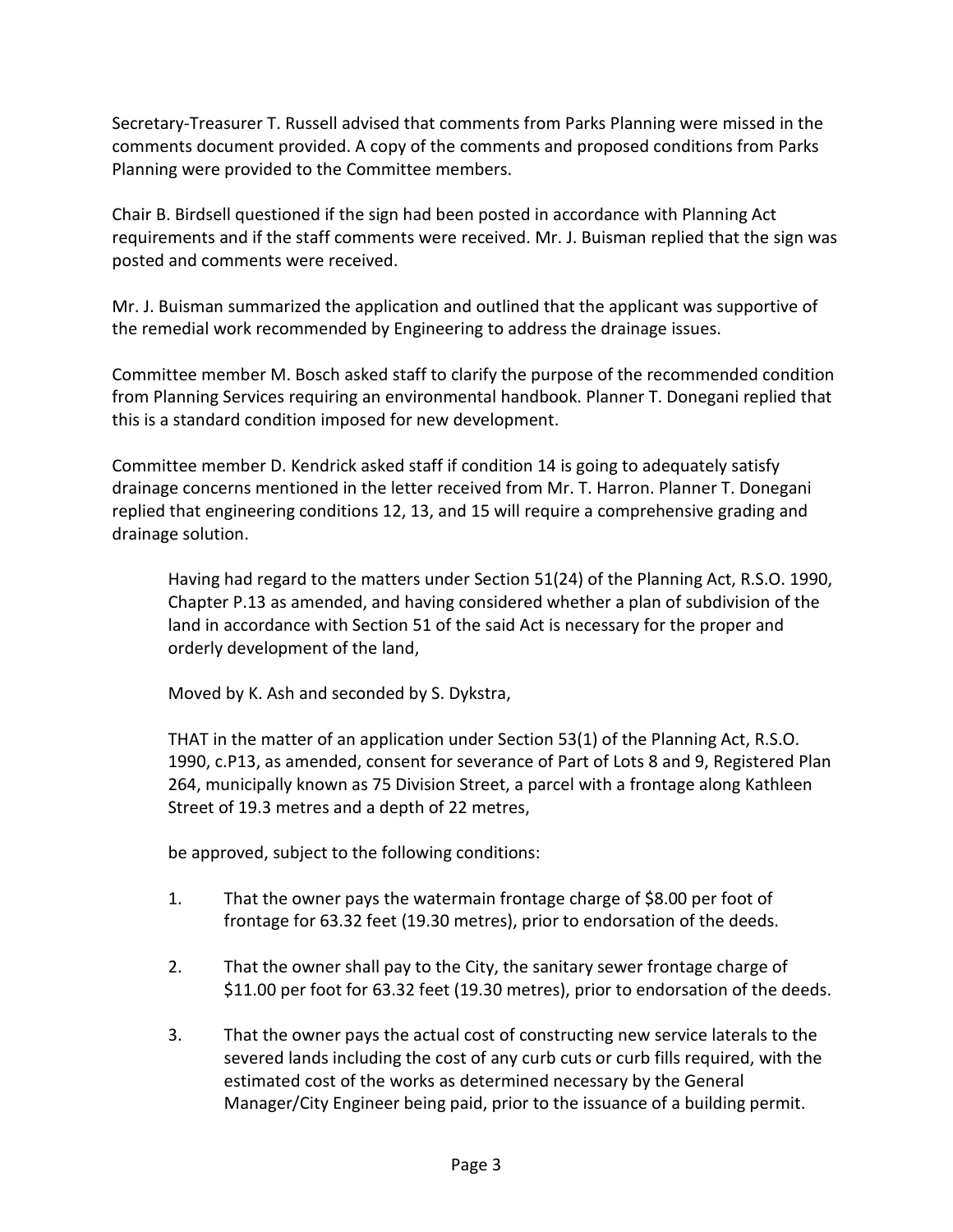Secretary-Treasurer T. Russell advised that comments from Parks Planning were missed in the comments document provided. A copy of the comments and proposed conditions from Parks Planning were provided to the Committee members.

Chair B. Birdsell questioned if the sign had been posted in accordance with Planning Act requirements and if the staff comments were received. Mr. J. Buisman replied that the sign was posted and comments were received.

Mr. J. Buisman summarized the application and outlined that the applicant was supportive of the remedial work recommended by Engineering to address the drainage issues.

Committee member M. Bosch asked staff to clarify the purpose of the recommended condition from Planning Services requiring an environmental handbook. Planner T. Donegani replied that this is a standard condition imposed for new development.

Committee member D. Kendrick asked staff if condition 14 is going to adequately satisfy drainage concerns mentioned in the letter received from Mr. T. Harron. Planner T. Donegani replied that engineering conditions 12, 13, and 15 will require a comprehensive grading and drainage solution.

> Having had regard to the matters under Section 51(24) of the Planning Act, R.S.O. 1990, Chapter P.13 as amended, and having considered whether a plan of subdivision of the land in accordance with Section 51 of the said Act is necessary for the proper and orderly development of the land,
>
> Moved by K. Ash and seconded by S. Dykstra,
>
> THAT in the matter of an application under Section 53(1) of the Planning Act, R.S.O. 1990, c.P13, as amended, consent for severance of Part of Lots 8 and 9, Registered Plan 264, municipally known as 75 Division Street, a parcel with a frontage along Kathleen Street of 19.3 metres and a depth of 22 metres,
>
> be approved, subject to the following conditions:
>
> 1. That the owner pays the watermain frontage charge of $8.00 per foot of frontage for 63.32 feet (19.30 metres), prior to endorsation of the deeds.
>
> 2. That the owner shall pay to the City, the sanitary sewer frontage charge of $11.00 per foot for 63.32 feet (19.30 metres), prior to endorsation of the deeds.
>
> 3. That the owner pays the actual cost of constructing new service laterals to the severed lands including the cost of any curb cuts or curb fills required, with the estimated cost of the works as determined necessary by the General Manager/City Engineer being paid, prior to the issuance of a building permit.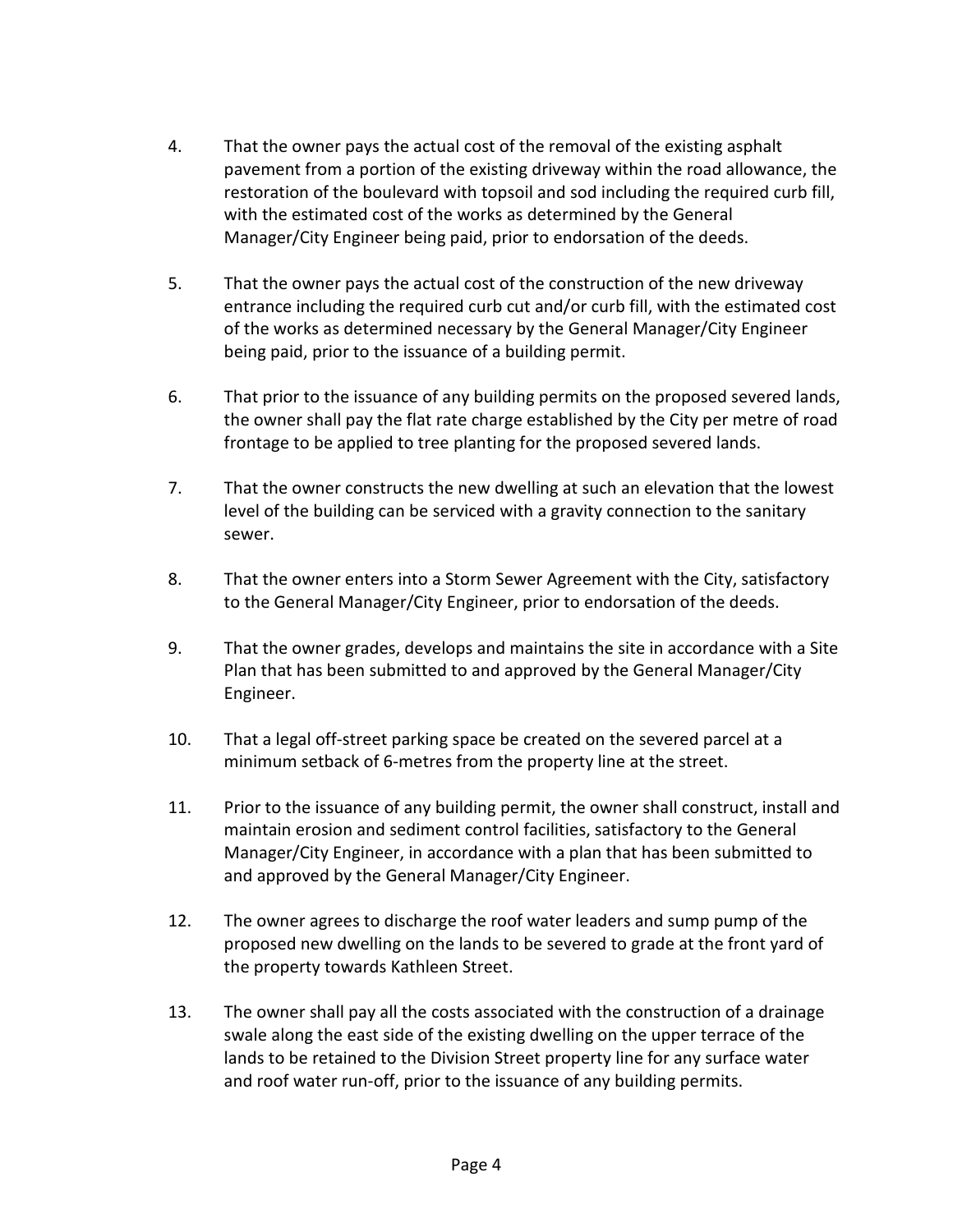4. That the owner pays the actual cost of the removal of the existing asphalt pavement from a portion of the existing driveway within the road allowance, the restoration of the boulevard with topsoil and sod including the required curb fill, with the estimated cost of the works as determined by the General Manager/City Engineer being paid, prior to endorsation of the deeds.

5. That the owner pays the actual cost of the construction of the new driveway entrance including the required curb cut and/or curb fill, with the estimated cost of the works as determined necessary by the General Manager/City Engineer being paid, prior to the issuance of a building permit.

6. That prior to the issuance of any building permits on the proposed severed lands, the owner shall pay the flat rate charge established by the City per metre of road frontage to be applied to tree planting for the proposed severed lands.

7. That the owner constructs the new dwelling at such an elevation that the lowest level of the building can be serviced with a gravity connection to the sanitary sewer.

8. That the owner enters into a Storm Sewer Agreement with the City, satisfactory to the General Manager/City Engineer, prior to endorsation of the deeds.

9. That the owner grades, develops and maintains the site in accordance with a Site Plan that has been submitted to and approved by the General Manager/City Engineer.

10. That a legal off-street parking space be created on the severed parcel at a minimum setback of 6-metres from the property line at the street.

11. Prior to the issuance of any building permit, the owner shall construct, install and maintain erosion and sediment control facilities, satisfactory to the General Manager/City Engineer, in accordance with a plan that has been submitted to and approved by the General Manager/City Engineer.

12. The owner agrees to discharge the roof water leaders and sump pump of the proposed new dwelling on the lands to be severed to grade at the front yard of the property towards Kathleen Street.

13. The owner shall pay all the costs associated with the construction of a drainage swale along the east side of the existing dwelling on the upper terrace of the lands to be retained to the Division Street property line for any surface water and roof water run-off, prior to the issuance of any building permits.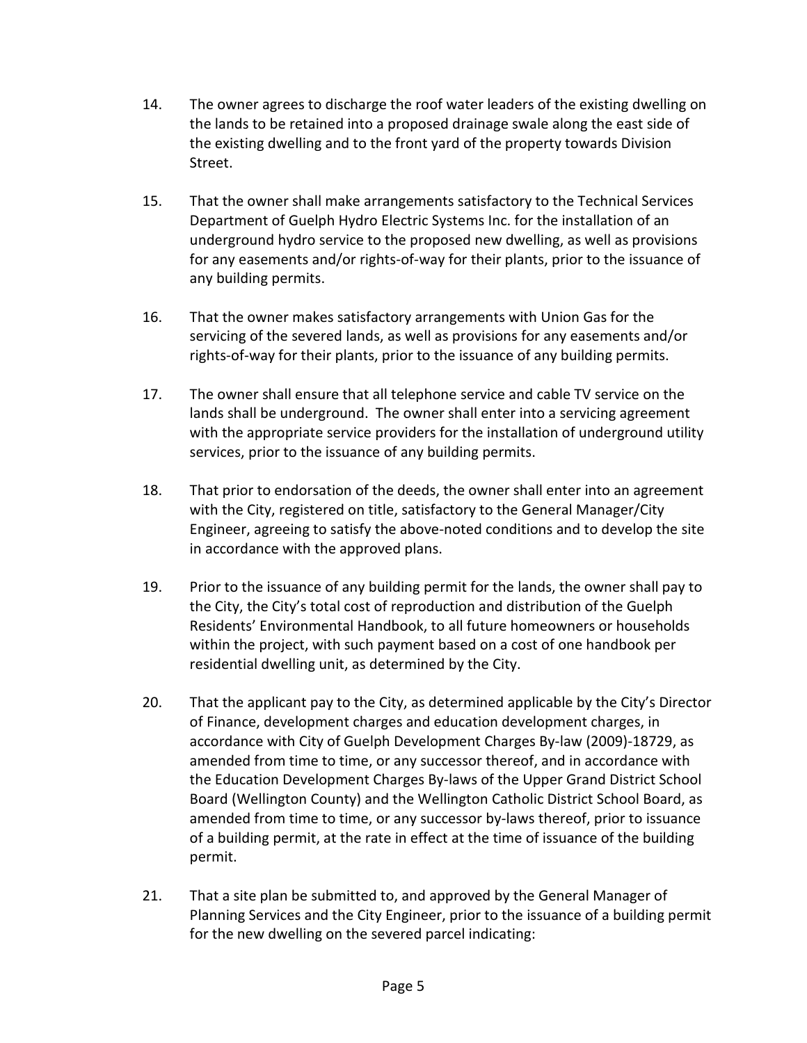14. The owner agrees to discharge the roof water leaders of the existing dwelling on the lands to be retained into a proposed drainage swale along the east side of the existing dwelling and to the front yard of the property towards Division Street.

15. That the owner shall make arrangements satisfactory to the Technical Services Department of Guelph Hydro Electric Systems Inc. for the installation of an underground hydro service to the proposed new dwelling, as well as provisions for any easements and/or rights-of-way for their plants, prior to the issuance of any building permits.

16. That the owner makes satisfactory arrangements with Union Gas for the servicing of the severed lands, as well as provisions for any easements and/or rights-of-way for their plants, prior to the issuance of any building permits.

17. The owner shall ensure that all telephone service and cable TV service on the lands shall be underground. The owner shall enter into a servicing agreement with the appropriate service providers for the installation of underground utility services, prior to the issuance of any building permits.

18. That prior to endorsation of the deeds, the owner shall enter into an agreement with the City, registered on title, satisfactory to the General Manager/City Engineer, agreeing to satisfy the above-noted conditions and to develop the site in accordance with the approved plans.

19. Prior to the issuance of any building permit for the lands, the owner shall pay to the City, the City's total cost of reproduction and distribution of the Guelph Residents' Environmental Handbook, to all future homeowners or households within the project, with such payment based on a cost of one handbook per residential dwelling unit, as determined by the City.

20. That the applicant pay to the City, as determined applicable by the City's Director of Finance, development charges and education development charges, in accordance with City of Guelph Development Charges By-law (2009)-18729, as amended from time to time, or any successor thereof, and in accordance with the Education Development Charges By-laws of the Upper Grand District School Board (Wellington County) and the Wellington Catholic District School Board, as amended from time to time, or any successor by-laws thereof, prior to issuance of a building permit, at the rate in effect at the time of issuance of the building permit.

21. That a site plan be submitted to, and approved by the General Manager of Planning Services and the City Engineer, prior to the issuance of a building permit for the new dwelling on the severed parcel indicating: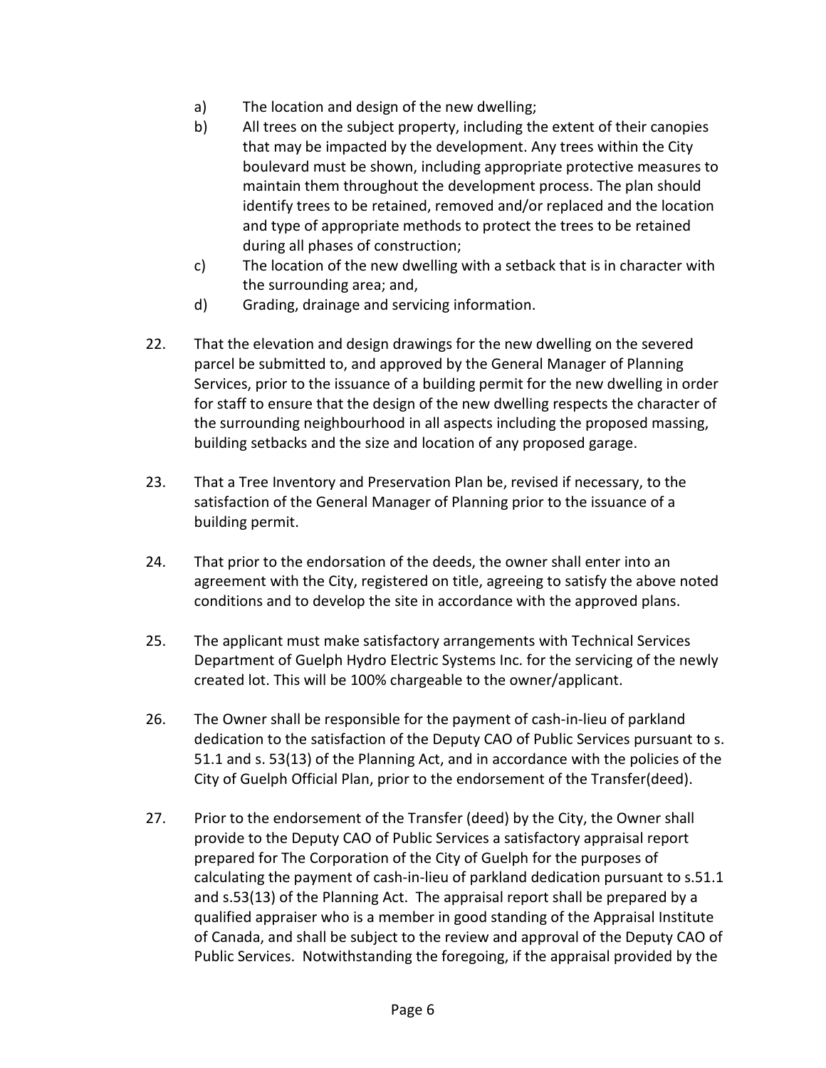a) The location and design of the new dwelling;
b) All trees on the subject property, including the extent of their canopies that may be impacted by the development. Any trees within the City boulevard must be shown, including appropriate protective measures to maintain them throughout the development process. The plan should identify trees to be retained, removed and/or replaced and the location and type of appropriate methods to protect the trees to be retained during all phases of construction;
c) The location of the new dwelling with a setback that is in character with the surrounding area; and,
d) Grading, drainage and servicing information.

22. That the elevation and design drawings for the new dwelling on the severed parcel be submitted to, and approved by the General Manager of Planning Services, prior to the issuance of a building permit for the new dwelling in order for staff to ensure that the design of the new dwelling respects the character of the surrounding neighbourhood in all aspects including the proposed massing, building setbacks and the size and location of any proposed garage.

23. That a Tree Inventory and Preservation Plan be, revised if necessary, to the satisfaction of the General Manager of Planning prior to the issuance of a building permit.

24. That prior to the endorsation of the deeds, the owner shall enter into an agreement with the City, registered on title, agreeing to satisfy the above noted conditions and to develop the site in accordance with the approved plans.

25. The applicant must make satisfactory arrangements with Technical Services Department of Guelph Hydro Electric Systems Inc. for the servicing of the newly created lot. This will be 100% chargeable to the owner/applicant.

26. The Owner shall be responsible for the payment of cash-in-lieu of parkland dedication to the satisfaction of the Deputy CAO of Public Services pursuant to s. 51.1 and s. 53(13) of the Planning Act, and in accordance with the policies of the City of Guelph Official Plan, prior to the endorsement of the Transfer(deed).

27. Prior to the endorsement of the Transfer (deed) by the City, the Owner shall provide to the Deputy CAO of Public Services a satisfactory appraisal report prepared for The Corporation of the City of Guelph for the purposes of calculating the payment of cash-in-lieu of parkland dedication pursuant to s.51.1 and s.53(13) of the Planning Act. The appraisal report shall be prepared by a qualified appraiser who is a member in good standing of the Appraisal Institute of Canada, and shall be subject to the review and approval of the Deputy CAO of Public Services. Notwithstanding the foregoing, if the appraisal provided by the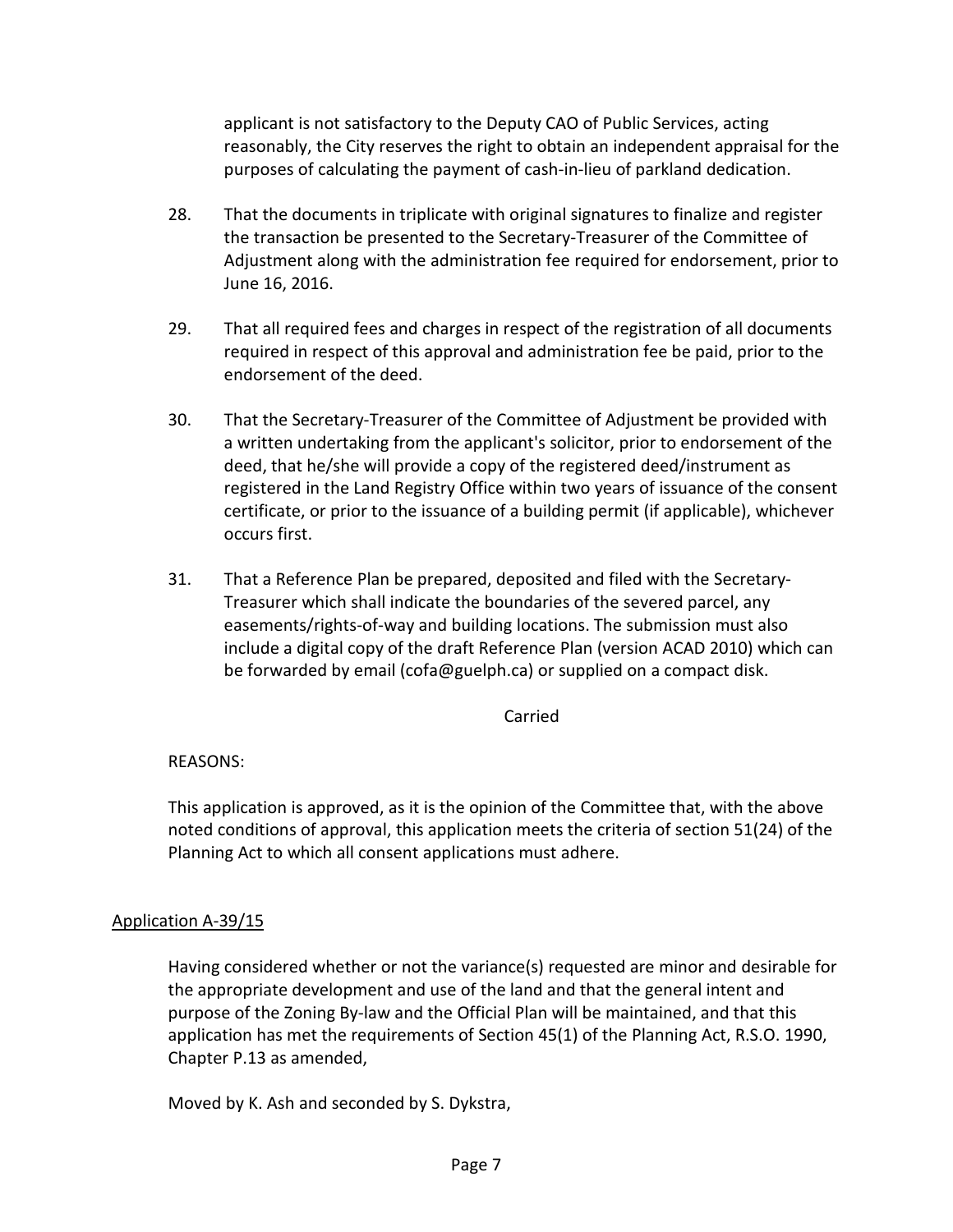applicant is not satisfactory to the Deputy CAO of Public Services, acting reasonably, the City reserves the right to obtain an independent appraisal for the purposes of calculating the payment of cash-in-lieu of parkland dedication.

28. That the documents in triplicate with original signatures to finalize and register the transaction be presented to the Secretary-Treasurer of the Committee of Adjustment along with the administration fee required for endorsement, prior to June 16, 2016.

29. That all required fees and charges in respect of the registration of all documents required in respect of this approval and administration fee be paid, prior to the endorsement of the deed.

30. That the Secretary-Treasurer of the Committee of Adjustment be provided with a written undertaking from the applicant's solicitor, prior to endorsement of the deed, that he/she will provide a copy of the registered deed/instrument as registered in the Land Registry Office within two years of issuance of the consent certificate, or prior to the issuance of a building permit (if applicable), whichever occurs first.

31. That a Reference Plan be prepared, deposited and filed with the Secretary-Treasurer which shall indicate the boundaries of the severed parcel, any easements/rights-of-way and building locations. The submission must also include a digital copy of the draft Reference Plan (version ACAD 2010) which can be forwarded by email (cofa@guelph.ca) or supplied on a compact disk.

Carried

REASONS:

This application is approved, as it is the opinion of the Committee that, with the above noted conditions of approval, this application meets the criteria of section 51(24) of the Planning Act to which all consent applications must adhere.

## Application A-39/15

Having considered whether or not the variance(s) requested are minor and desirable for the appropriate development and use of the land and that the general intent and purpose of the Zoning By-law and the Official Plan will be maintained, and that this application has met the requirements of Section 45(1) of the Planning Act, R.S.O. 1990, Chapter P.13 as amended,

Moved by K. Ash and seconded by S. Dykstra,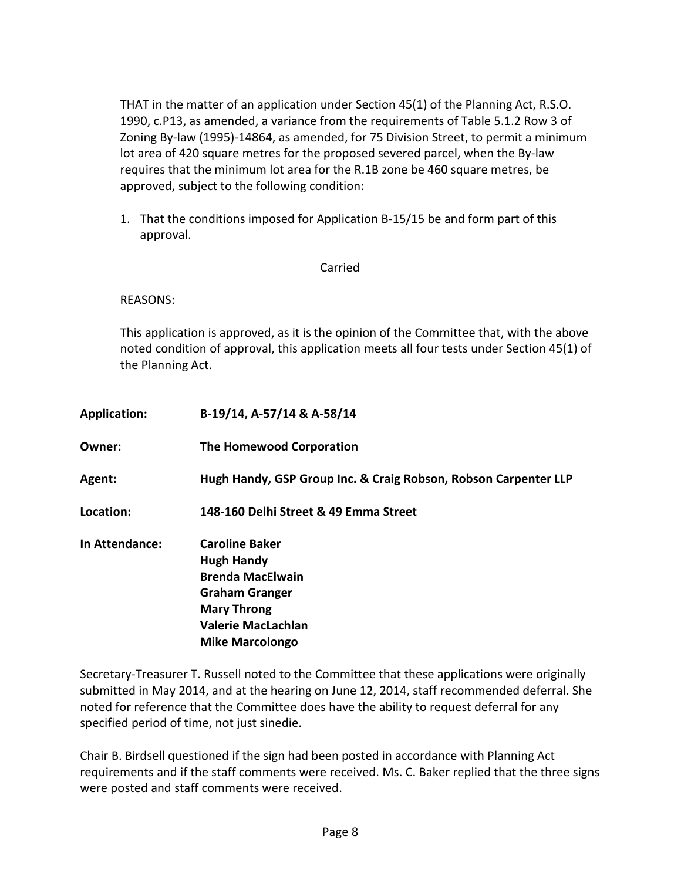THAT in the matter of an application under Section 45(1) of the Planning Act, R.S.O. 1990, c.P13, as amended, a variance from the requirements of Table 5.1.2 Row 3 of Zoning By-law (1995)-14864, as amended, for 75 Division Street, to permit a minimum lot area of 420 square metres for the proposed severed parcel, when the By-law requires that the minimum lot area for the R.1B zone be 460 square metres, be approved, subject to the following condition:

1. That the conditions imposed for Application B-15/15 be and form part of this approval.

Carried

REASONS:

This application is approved, as it is the opinion of the Committee that, with the above noted condition of approval, this application meets all four tests under Section 45(1) of the Planning Act.

**Application:** **B-19/14, A-57/14 & A-58/14**

**Owner:** **The Homewood Corporation**

**Agent:** **Hugh Handy, GSP Group Inc. & Craig Robson, Robson Carpenter LLP**

**Location:** **148-160 Delhi Street & 49 Emma Street**

**In Attendance:** **Caroline Baker**
**Hugh Handy**
**Brenda MacElwain**
**Graham Granger**
**Mary Throng**
**Valerie MacLachlan**
**Mike Marcolongo**

Secretary-Treasurer T. Russell noted to the Committee that these applications were originally submitted in May 2014, and at the hearing on June 12, 2014, staff recommended deferral. She noted for reference that the Committee does have the ability to request deferral for any specified period of time, not just sinedie.

Chair B. Birdsell questioned if the sign had been posted in accordance with Planning Act requirements and if the staff comments were received. Ms. C. Baker replied that the three signs were posted and staff comments were received.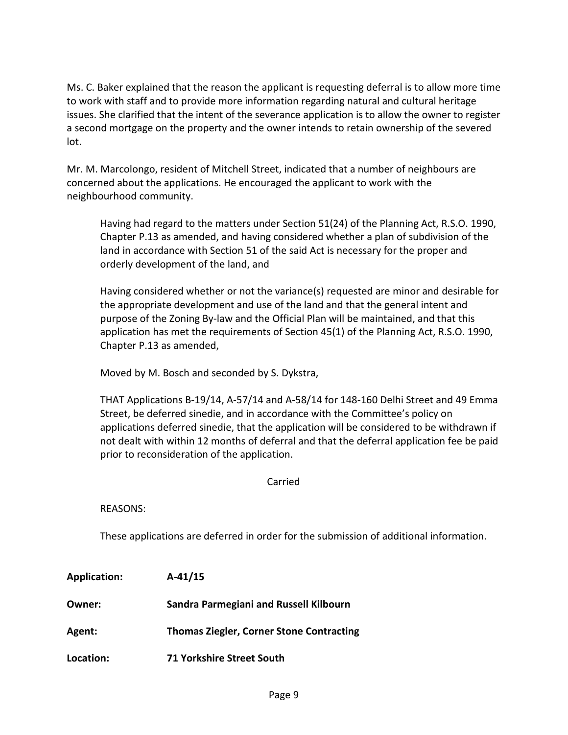Ms. C. Baker explained that the reason the applicant is requesting deferral is to allow more time to work with staff and to provide more information regarding natural and cultural heritage issues. She clarified that the intent of the severance application is to allow the owner to register a second mortgage on the property and the owner intends to retain ownership of the severed lot.

Mr. M. Marcolongo, resident of Mitchell Street, indicated that a number of neighbours are concerned about the applications. He encouraged the applicant to work with the neighbourhood community.

> Having had regard to the matters under Section 51(24) of the Planning Act, R.S.O. 1990, Chapter P.13 as amended, and having considered whether a plan of subdivision of the land in accordance with Section 51 of the said Act is necessary for the proper and orderly development of the land, and
>
> Having considered whether or not the variance(s) requested are minor and desirable for the appropriate development and use of the land and that the general intent and purpose of the Zoning By-law and the Official Plan will be maintained, and that this application has met the requirements of Section 45(1) of the Planning Act, R.S.O. 1990, Chapter P.13 as amended,
>
> Moved by M. Bosch and seconded by S. Dykstra,
>
> THAT Applications B-19/14, A-57/14 and A-58/14 for 148-160 Delhi Street and 49 Emma Street, be deferred sinedie, and in accordance with the Committee's policy on applications deferred sinedie, that the application will be considered to be withdrawn if not dealt with within 12 months of deferral and that the deferral application fee be paid prior to reconsideration of the application.
>
> Carried
>
> REASONS:
>
> These applications are deferred in order for the submission of additional information.

**Application:** **A-41/15**

**Owner:** **Sandra Parmegiani and Russell Kilbourn**

**Agent:** **Thomas Ziegler, Corner Stone Contracting**

**Location:** **71 Yorkshire Street South**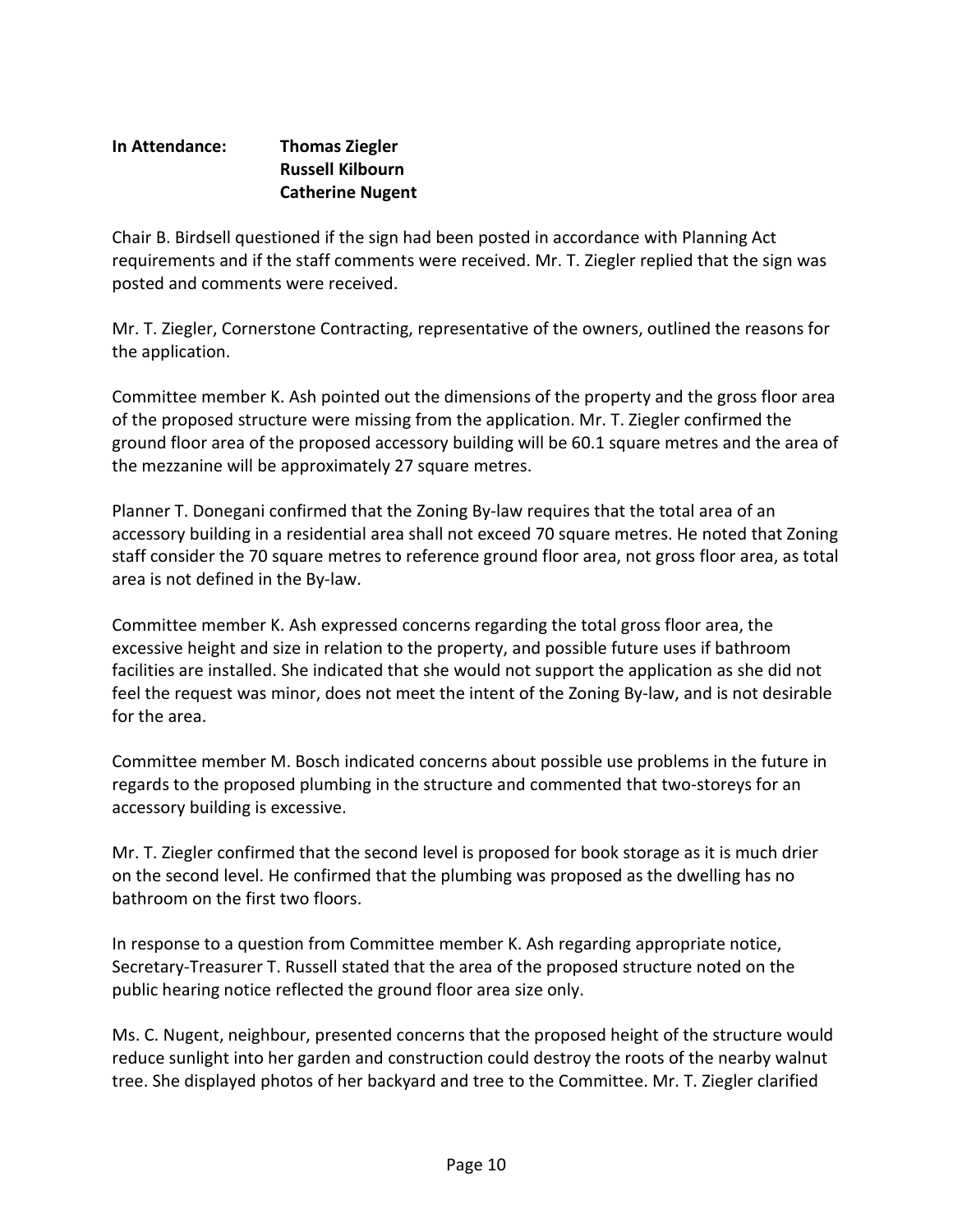**In Attendance:** **Thomas Ziegler**
**Russell Kilbourn**
**Catherine Nugent**

Chair B. Birdsell questioned if the sign had been posted in accordance with Planning Act requirements and if the staff comments were received. Mr. T. Ziegler replied that the sign was posted and comments were received.

Mr. T. Ziegler, Cornerstone Contracting, representative of the owners, outlined the reasons for the application.

Committee member K. Ash pointed out the dimensions of the property and the gross floor area of the proposed structure were missing from the application. Mr. T. Ziegler confirmed the ground floor area of the proposed accessory building will be 60.1 square metres and the area of the mezzanine will be approximately 27 square metres.

Planner T. Donegani confirmed that the Zoning By-law requires that the total area of an accessory building in a residential area shall not exceed 70 square metres. He noted that Zoning staff consider the 70 square metres to reference ground floor area, not gross floor area, as total area is not defined in the By-law.

Committee member K. Ash expressed concerns regarding the total gross floor area, the excessive height and size in relation to the property, and possible future uses if bathroom facilities are installed. She indicated that she would not support the application as she did not feel the request was minor, does not meet the intent of the Zoning By-law, and is not desirable for the area.

Committee member M. Bosch indicated concerns about possible use problems in the future in regards to the proposed plumbing in the structure and commented that two-storeys for an accessory building is excessive.

Mr. T. Ziegler confirmed that the second level is proposed for book storage as it is much drier on the second level. He confirmed that the plumbing was proposed as the dwelling has no bathroom on the first two floors.

In response to a question from Committee member K. Ash regarding appropriate notice, Secretary-Treasurer T. Russell stated that the area of the proposed structure noted on the public hearing notice reflected the ground floor area size only.

Ms. C. Nugent, neighbour, presented concerns that the proposed height of the structure would reduce sunlight into her garden and construction could destroy the roots of the nearby walnut tree. She displayed photos of her backyard and tree to the Committee. Mr. T. Ziegler clarified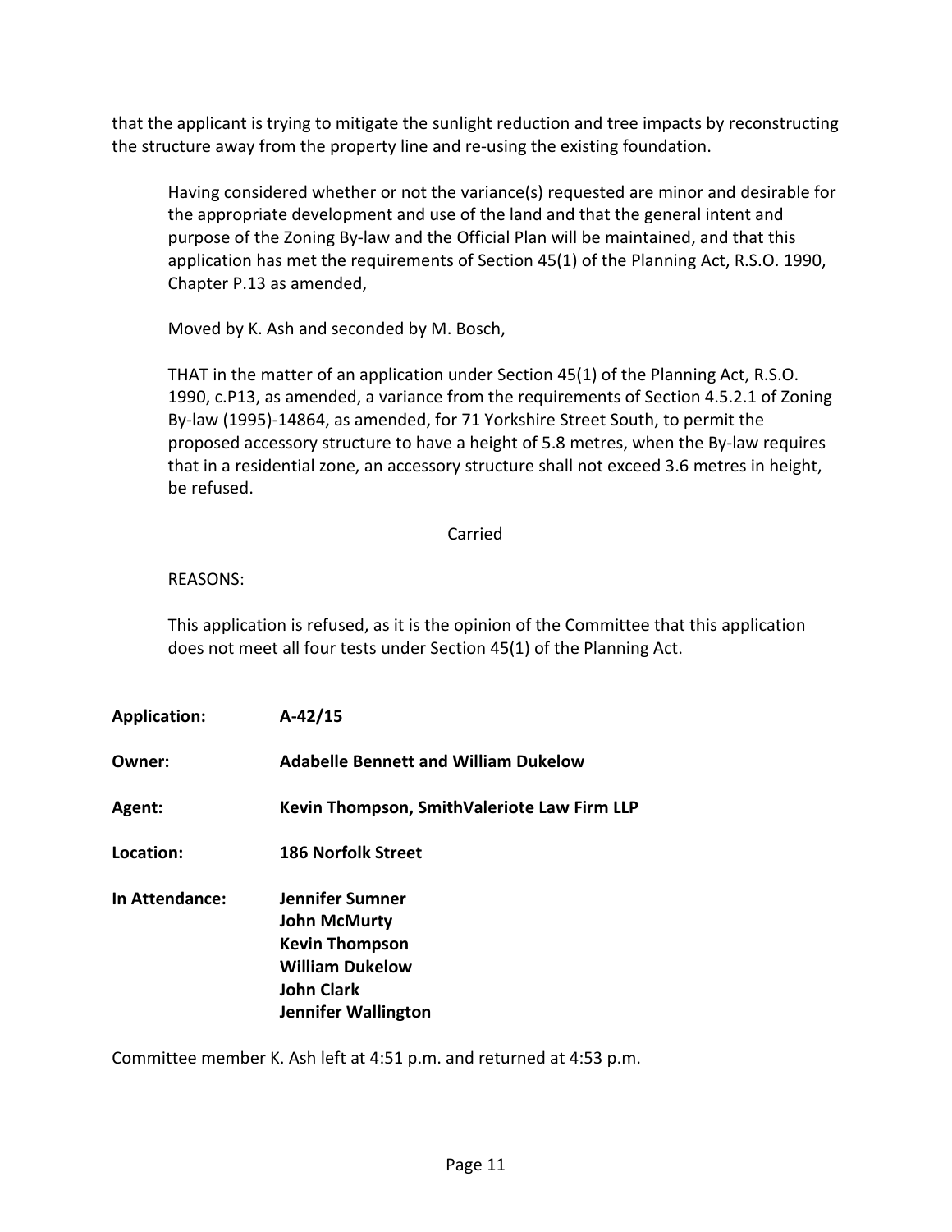that the applicant is trying to mitigate the sunlight reduction and tree impacts by reconstructing the structure away from the property line and re-using the existing foundation.

> Having considered whether or not the variance(s) requested are minor and desirable for the appropriate development and use of the land and that the general intent and purpose of the Zoning By-law and the Official Plan will be maintained, and that this application has met the requirements of Section 45(1) of the Planning Act, R.S.O. 1990, Chapter P.13 as amended,
>
> Moved by K. Ash and seconded by M. Bosch,
>
> THAT in the matter of an application under Section 45(1) of the Planning Act, R.S.O. 1990, c.P13, as amended, a variance from the requirements of Section 4.5.2.1 of Zoning By-law (1995)-14864, as amended, for 71 Yorkshire Street South, to permit the proposed accessory structure to have a height of 5.8 metres, when the By-law requires that in a residential zone, an accessory structure shall not exceed 3.6 metres in height, be refused.
>
> Carried
>
> REASONS:
>
> This application is refused, as it is the opinion of the Committee that this application does not meet all four tests under Section 45(1) of the Planning Act.

**Application:** **A-42/15**

**Owner:** **Adabelle Bennett and William Dukelow**

**Agent:** **Kevin Thompson, SmithValeriote Law Firm LLP**

**Location:** **186 Norfolk Street**

**In Attendance:** **Jennifer Sumner**
**John McMurty**
**Kevin Thompson**
**William Dukelow**
**John Clark**
**Jennifer Wallington**

Committee member K. Ash left at 4:51 p.m. and returned at 4:53 p.m.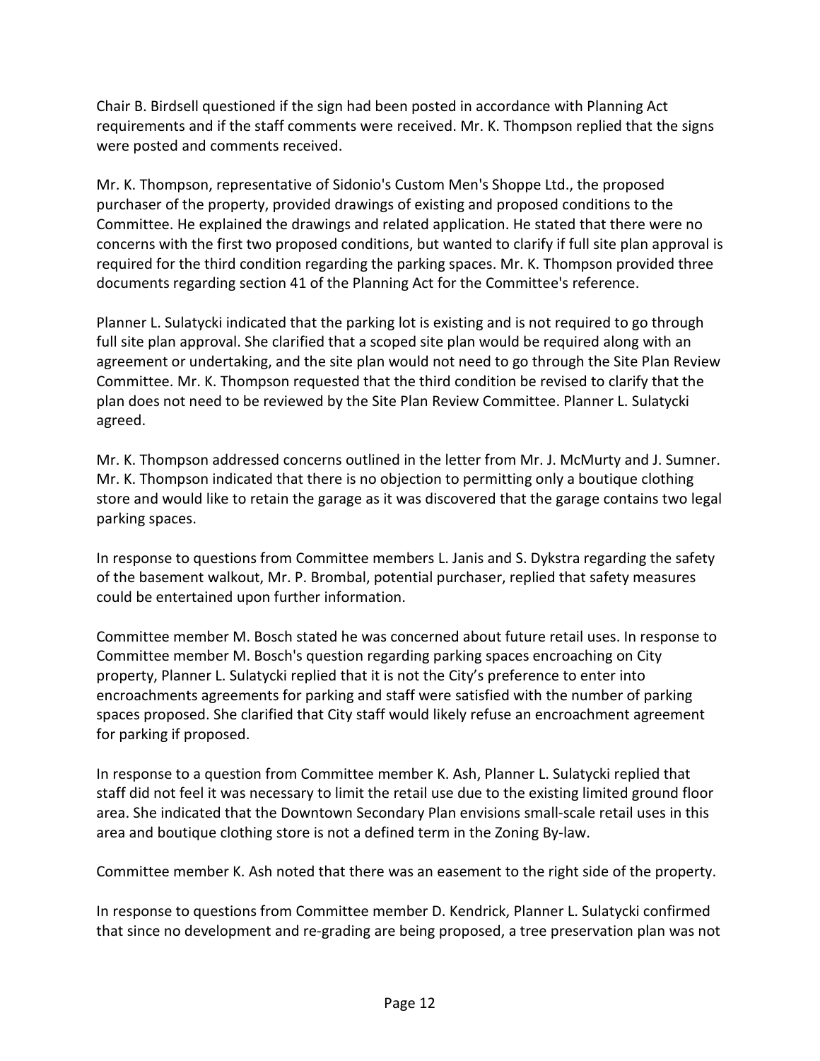Chair B. Birdsell questioned if the sign had been posted in accordance with Planning Act requirements and if the staff comments were received. Mr. K. Thompson replied that the signs were posted and comments received.

Mr. K. Thompson, representative of Sidonio's Custom Men's Shoppe Ltd., the proposed purchaser of the property, provided drawings of existing and proposed conditions to the Committee. He explained the drawings and related application. He stated that there were no concerns with the first two proposed conditions, but wanted to clarify if full site plan approval is required for the third condition regarding the parking spaces. Mr. K. Thompson provided three documents regarding section 41 of the Planning Act for the Committee's reference.

Planner L. Sulatycki indicated that the parking lot is existing and is not required to go through full site plan approval. She clarified that a scoped site plan would be required along with an agreement or undertaking, and the site plan would not need to go through the Site Plan Review Committee. Mr. K. Thompson requested that the third condition be revised to clarify that the plan does not need to be reviewed by the Site Plan Review Committee. Planner L. Sulatycki agreed.

Mr. K. Thompson addressed concerns outlined in the letter from Mr. J. McMurty and J. Sumner. Mr. K. Thompson indicated that there is no objection to permitting only a boutique clothing store and would like to retain the garage as it was discovered that the garage contains two legal parking spaces.

In response to questions from Committee members L. Janis and S. Dykstra regarding the safety of the basement walkout, Mr. P. Brombal, potential purchaser, replied that safety measures could be entertained upon further information.

Committee member M. Bosch stated he was concerned about future retail uses. In response to Committee member M. Bosch's question regarding parking spaces encroaching on City property, Planner L. Sulatycki replied that it is not the City's preference to enter into encroachments agreements for parking and staff were satisfied with the number of parking spaces proposed. She clarified that City staff would likely refuse an encroachment agreement for parking if proposed.

In response to a question from Committee member K. Ash, Planner L. Sulatycki replied that staff did not feel it was necessary to limit the retail use due to the existing limited ground floor area. She indicated that the Downtown Secondary Plan envisions small-scale retail uses in this area and boutique clothing store is not a defined term in the Zoning By-law.

Committee member K. Ash noted that there was an easement to the right side of the property.

In response to questions from Committee member D. Kendrick, Planner L. Sulatycki confirmed that since no development and re-grading are being proposed, a tree preservation plan was not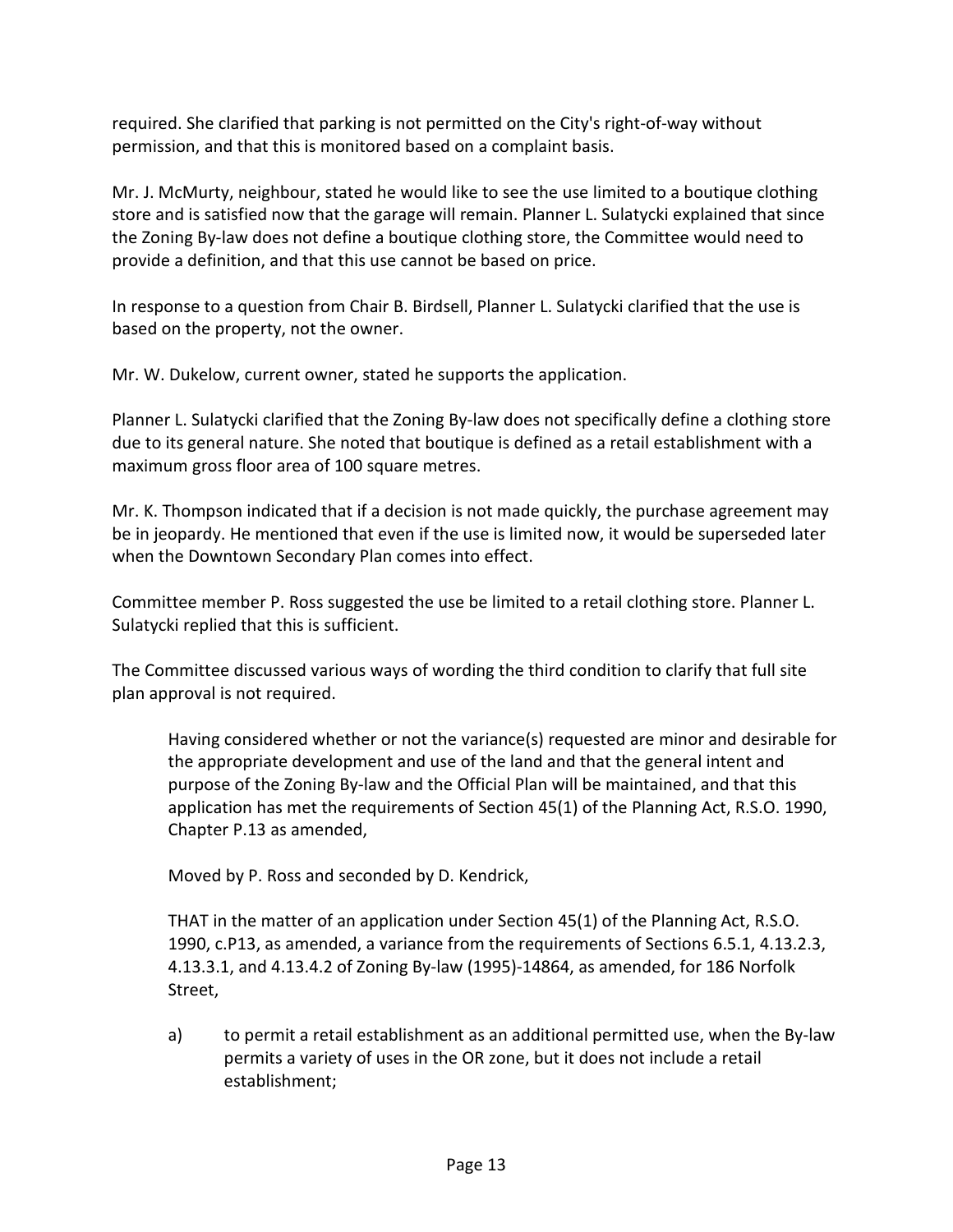required. She clarified that parking is not permitted on the City's right-of-way without permission, and that this is monitored based on a complaint basis.

Mr. J. McMurty, neighbour, stated he would like to see the use limited to a boutique clothing store and is satisfied now that the garage will remain. Planner L. Sulatycki explained that since the Zoning By-law does not define a boutique clothing store, the Committee would need to provide a definition, and that this use cannot be based on price.

In response to a question from Chair B. Birdsell, Planner L. Sulatycki clarified that the use is based on the property, not the owner.

Mr. W. Dukelow, current owner, stated he supports the application.

Planner L. Sulatycki clarified that the Zoning By-law does not specifically define a clothing store due to its general nature. She noted that boutique is defined as a retail establishment with a maximum gross floor area of 100 square metres.

Mr. K. Thompson indicated that if a decision is not made quickly, the purchase agreement may be in jeopardy. He mentioned that even if the use is limited now, it would be superseded later when the Downtown Secondary Plan comes into effect.

Committee member P. Ross suggested the use be limited to a retail clothing store. Planner L. Sulatycki replied that this is sufficient.

The Committee discussed various ways of wording the third condition to clarify that full site plan approval is not required.

> Having considered whether or not the variance(s) requested are minor and desirable for the appropriate development and use of the land and that the general intent and purpose of the Zoning By-law and the Official Plan will be maintained, and that this application has met the requirements of Section 45(1) of the Planning Act, R.S.O. 1990, Chapter P.13 as amended,
>
> Moved by P. Ross and seconded by D. Kendrick,
>
> THAT in the matter of an application under Section 45(1) of the Planning Act, R.S.O. 1990, c.P13, as amended, a variance from the requirements of Sections 6.5.1, 4.13.2.3, 4.13.3.1, and 4.13.4.2 of Zoning By-law (1995)-14864, as amended, for 186 Norfolk Street,
>
> a) to permit a retail establishment as an additional permitted use, when the By-law permits a variety of uses in the OR zone, but it does not include a retail establishment;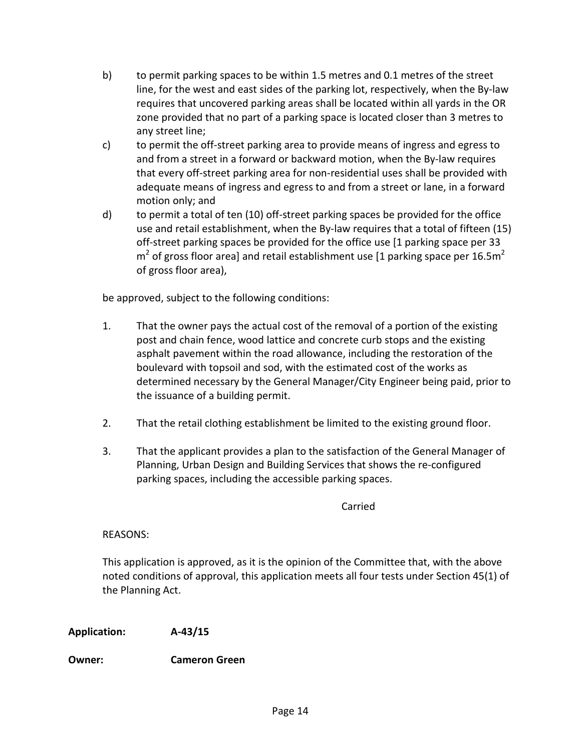b) to permit parking spaces to be within 1.5 metres and 0.1 metres of the street line, for the west and east sides of the parking lot, respectively, when the By-law requires that uncovered parking areas shall be located within all yards in the OR zone provided that no part of a parking space is located closer than 3 metres to any street line;

c) to permit the off-street parking area to provide means of ingress and egress to and from a street in a forward or backward motion, when the By-law requires that every off-street parking area for non-residential uses shall be provided with adequate means of ingress and egress to and from a street or lane, in a forward motion only; and

d) to permit a total of ten (10) off-street parking spaces be provided for the office use and retail establishment, when the By-law requires that a total of fifteen (15) off-street parking spaces be provided for the office use [1 parking space per 33 $m^2$ of gross floor area] and retail establishment use [1 parking space per 16.5$m^2$ of gross floor area),

be approved, subject to the following conditions:

1. That the owner pays the actual cost of the removal of a portion of the existing post and chain fence, wood lattice and concrete curb stops and the existing asphalt pavement within the road allowance, including the restoration of the boulevard with topsoil and sod, with the estimated cost of the works as determined necessary by the General Manager/City Engineer being paid, prior to the issuance of a building permit.

2. That the retail clothing establishment be limited to the existing ground floor.

3. That the applicant provides a plan to the satisfaction of the General Manager of Planning, Urban Design and Building Services that shows the re-configured parking spaces, including the accessible parking spaces.

Carried

REASONS:

This application is approved, as it is the opinion of the Committee that, with the above noted conditions of approval, this application meets all four tests under Section 45(1) of the Planning Act.

**Application:** **A-43/15**

**Owner:** **Cameron Green**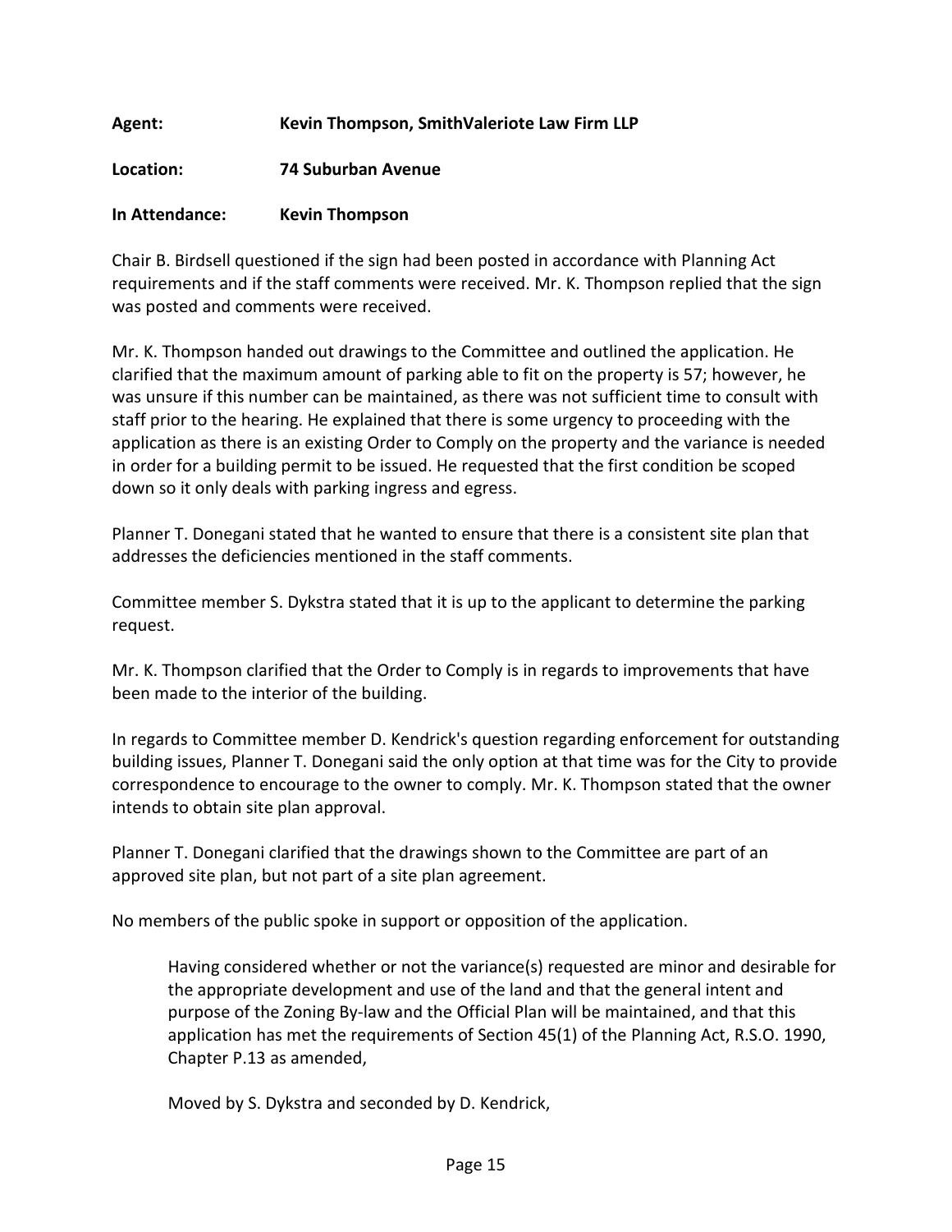**Agent:** **Kevin Thompson, SmithValeriote Law Firm LLP**

**Location:** **74 Suburban Avenue**

**In Attendance:** **Kevin Thompson**

Chair B. Birdsell questioned if the sign had been posted in accordance with Planning Act requirements and if the staff comments were received. Mr. K. Thompson replied that the sign was posted and comments were received.

Mr. K. Thompson handed out drawings to the Committee and outlined the application. He clarified that the maximum amount of parking able to fit on the property is 57; however, he was unsure if this number can be maintained, as there was not sufficient time to consult with staff prior to the hearing. He explained that there is some urgency to proceeding with the application as there is an existing Order to Comply on the property and the variance is needed in order for a building permit to be issued. He requested that the first condition be scoped down so it only deals with parking ingress and egress.

Planner T. Donegani stated that he wanted to ensure that there is a consistent site plan that addresses the deficiencies mentioned in the staff comments.

Committee member S. Dykstra stated that it is up to the applicant to determine the parking request.

Mr. K. Thompson clarified that the Order to Comply is in regards to improvements that have been made to the interior of the building.

In regards to Committee member D. Kendrick's question regarding enforcement for outstanding building issues, Planner T. Donegani said the only option at that time was for the City to provide correspondence to encourage to the owner to comply. Mr. K. Thompson stated that the owner intends to obtain site plan approval.

Planner T. Donegani clarified that the drawings shown to the Committee are part of an approved site plan, but not part of a site plan agreement.

No members of the public spoke in support or opposition of the application.

> Having considered whether or not the variance(s) requested are minor and desirable for the appropriate development and use of the land and that the general intent and purpose of the Zoning By-law and the Official Plan will be maintained, and that this application has met the requirements of Section 45(1) of the Planning Act, R.S.O. 1990, Chapter P.13 as amended,
>
> Moved by S. Dykstra and seconded by D. Kendrick,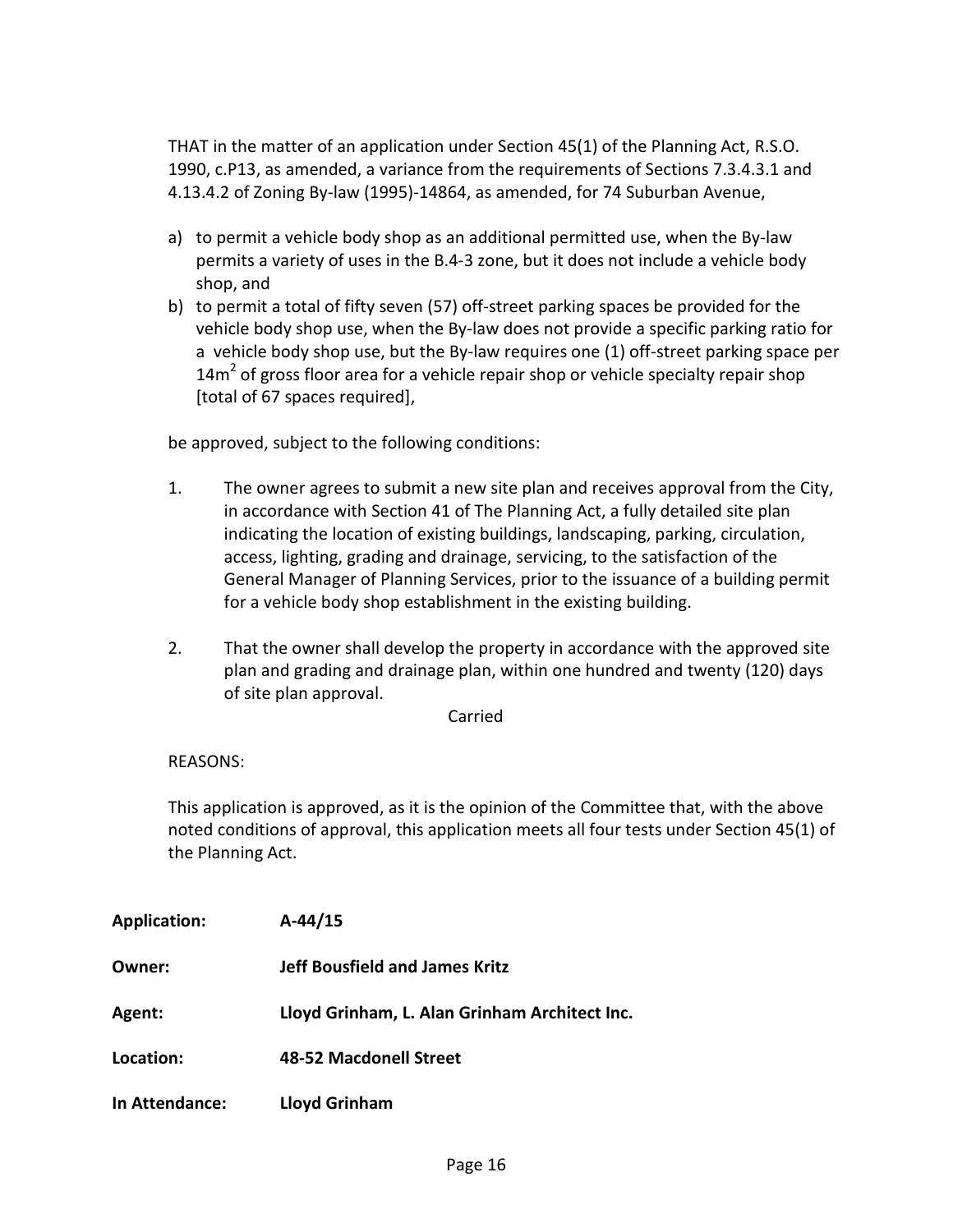THAT in the matter of an application under Section 45(1) of the Planning Act, R.S.O. 1990, c.P13, as amended, a variance from the requirements of Sections 7.3.4.3.1 and 4.13.4.2 of Zoning By-law (1995)-14864, as amended, for 74 Suburban Avenue,

a) to permit a vehicle body shop as an additional permitted use, when the By-law permits a variety of uses in the B.4-3 zone, but it does not include a vehicle body shop, and
b) to permit a total of fifty seven (57) off-street parking spaces be provided for the vehicle body shop use, when the By-law does not provide a specific parking ratio for a vehicle body shop use, but the By-law requires one (1) off-street parking space per $14m^2$ of gross floor area for a vehicle repair shop or vehicle specialty repair shop [total of 67 spaces required],

be approved, subject to the following conditions:

1. The owner agrees to submit a new site plan and receives approval from the City, in accordance with Section 41 of The Planning Act, a fully detailed site plan indicating the location of existing buildings, landscaping, parking, circulation, access, lighting, grading and drainage, servicing, to the satisfaction of the General Manager of Planning Services, prior to the issuance of a building permit for a vehicle body shop establishment in the existing building.

2. That the owner shall develop the property in accordance with the approved site plan and grading and drainage plan, within one hundred and twenty (120) days of site plan approval.

Carried

REASONS:

This application is approved, as it is the opinion of the Committee that, with the above noted conditions of approval, this application meets all four tests under Section 45(1) of the Planning Act.

**Application:** **A-44/15**

**Owner:** **Jeff Bousfield and James Kritz**

**Agent:** **Lloyd Grinham, L. Alan Grinham Architect Inc.**

**Location:** **48-52 Macdonell Street**

**In Attendance:** **Lloyd Grinham**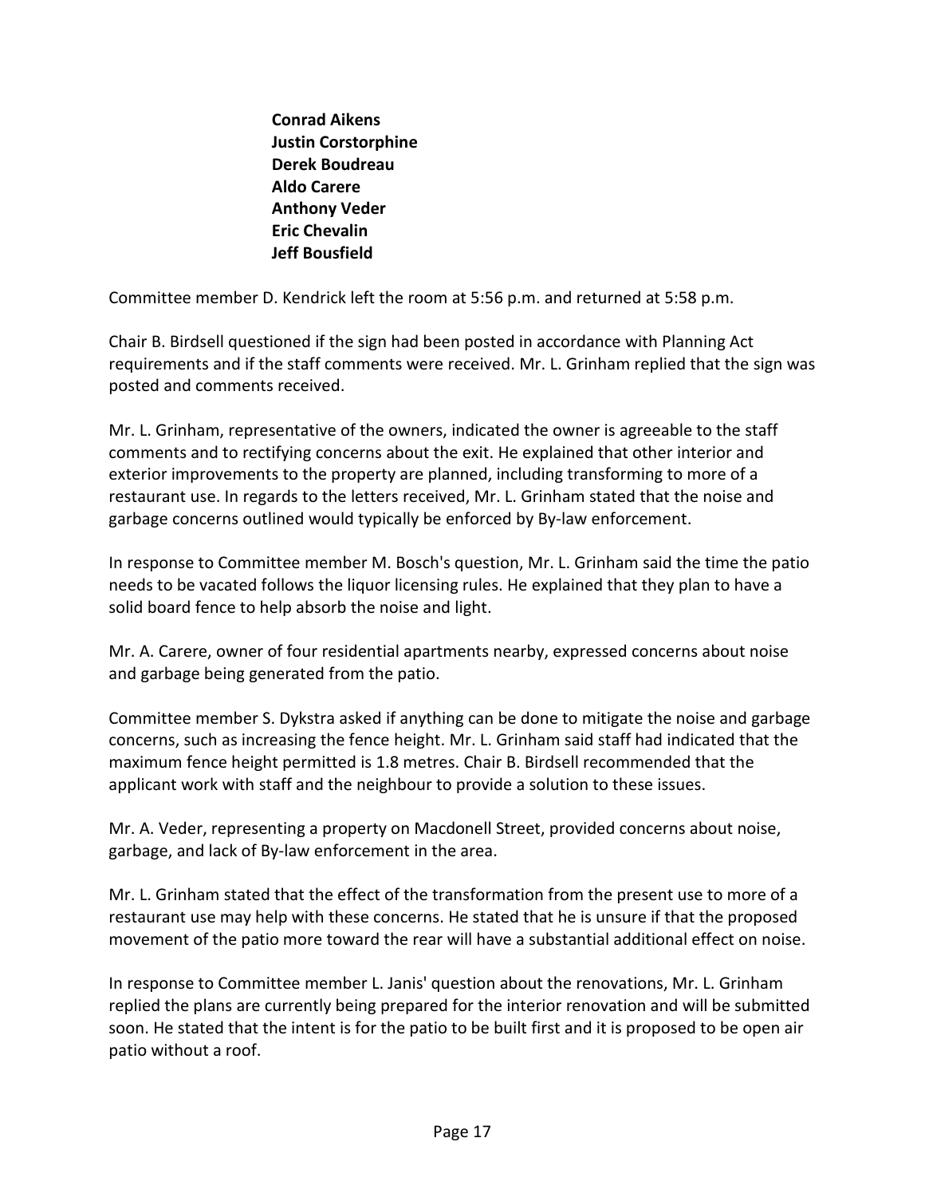**Conrad Aikens**
**Justin Corstorphine**
**Derek Boudreau**
**Aldo Carere**
**Anthony Veder**
**Eric Chevalin**
**Jeff Bousfield**

Committee member D. Kendrick left the room at 5:56 p.m. and returned at 5:58 p.m.

Chair B. Birdsell questioned if the sign had been posted in accordance with Planning Act requirements and if the staff comments were received. Mr. L. Grinham replied that the sign was posted and comments received.

Mr. L. Grinham, representative of the owners, indicated the owner is agreeable to the staff comments and to rectifying concerns about the exit. He explained that other interior and exterior improvements to the property are planned, including transforming to more of a restaurant use. In regards to the letters received, Mr. L. Grinham stated that the noise and garbage concerns outlined would typically be enforced by By-law enforcement.

In response to Committee member M. Bosch's question, Mr. L. Grinham said the time the patio needs to be vacated follows the liquor licensing rules. He explained that they plan to have a solid board fence to help absorb the noise and light.

Mr. A. Carere, owner of four residential apartments nearby, expressed concerns about noise and garbage being generated from the patio.

Committee member S. Dykstra asked if anything can be done to mitigate the noise and garbage concerns, such as increasing the fence height. Mr. L. Grinham said staff had indicated that the maximum fence height permitted is 1.8 metres. Chair B. Birdsell recommended that the applicant work with staff and the neighbour to provide a solution to these issues.

Mr. A. Veder, representing a property on Macdonell Street, provided concerns about noise, garbage, and lack of By-law enforcement in the area.

Mr. L. Grinham stated that the effect of the transformation from the present use to more of a restaurant use may help with these concerns. He stated that he is unsure if that the proposed movement of the patio more toward the rear will have a substantial additional effect on noise.

In response to Committee member L. Janis' question about the renovations, Mr. L. Grinham replied the plans are currently being prepared for the interior renovation and will be submitted soon. He stated that the intent is for the patio to be built first and it is proposed to be open air patio without a roof.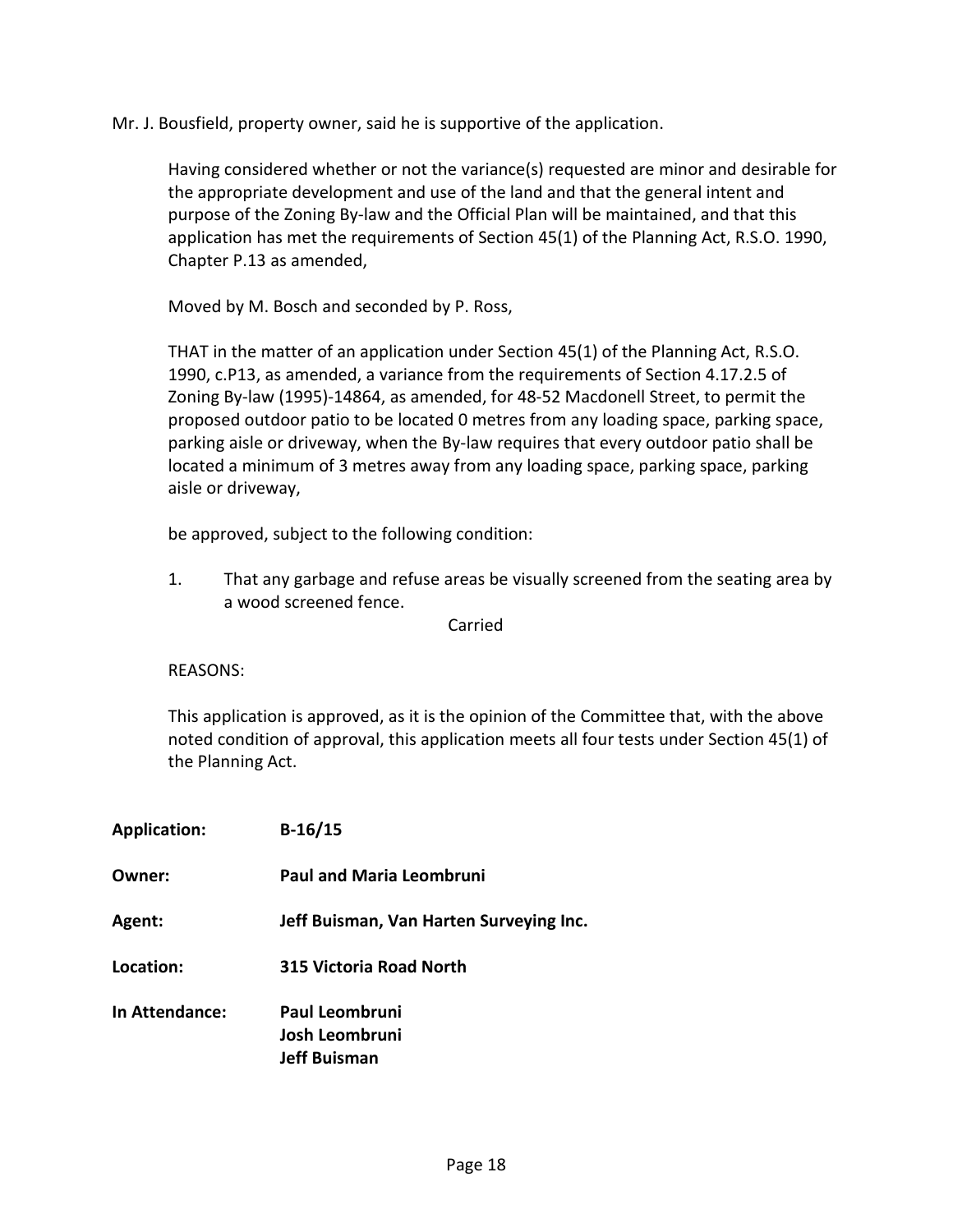Mr. J. Bousfield, property owner, said he is supportive of the application.

Having considered whether or not the variance(s) requested are minor and desirable for the appropriate development and use of the land and that the general intent and purpose of the Zoning By-law and the Official Plan will be maintained, and that this application has met the requirements of Section 45(1) of the Planning Act, R.S.O. 1990, Chapter P.13 as amended,

Moved by M. Bosch and seconded by P. Ross,

THAT in the matter of an application under Section 45(1) of the Planning Act, R.S.O. 1990, c.P13, as amended, a variance from the requirements of Section 4.17.2.5 of Zoning By-law (1995)-14864, as amended, for 48-52 Macdonell Street, to permit the proposed outdoor patio to be located 0 metres from any loading space, parking space, parking aisle or driveway, when the By-law requires that every outdoor patio shall be located a minimum of 3 metres away from any loading space, parking space, parking aisle or driveway,

be approved, subject to the following condition:

1. That any garbage and refuse areas be visually screened from the seating area by a wood screened fence.

Carried

REASONS:

This application is approved, as it is the opinion of the Committee that, with the above noted condition of approval, this application meets all four tests under Section 45(1) of the Planning Act.

**Application:** **B-16/15**

**Owner:** **Paul and Maria Leombruni**

**Agent:** **Jeff Buisman, Van Harten Surveying Inc.**

**Location:** **315 Victoria Road North**

**In Attendance:** **Paul Leombruni**
**Josh Leombruni**
**Jeff Buisman**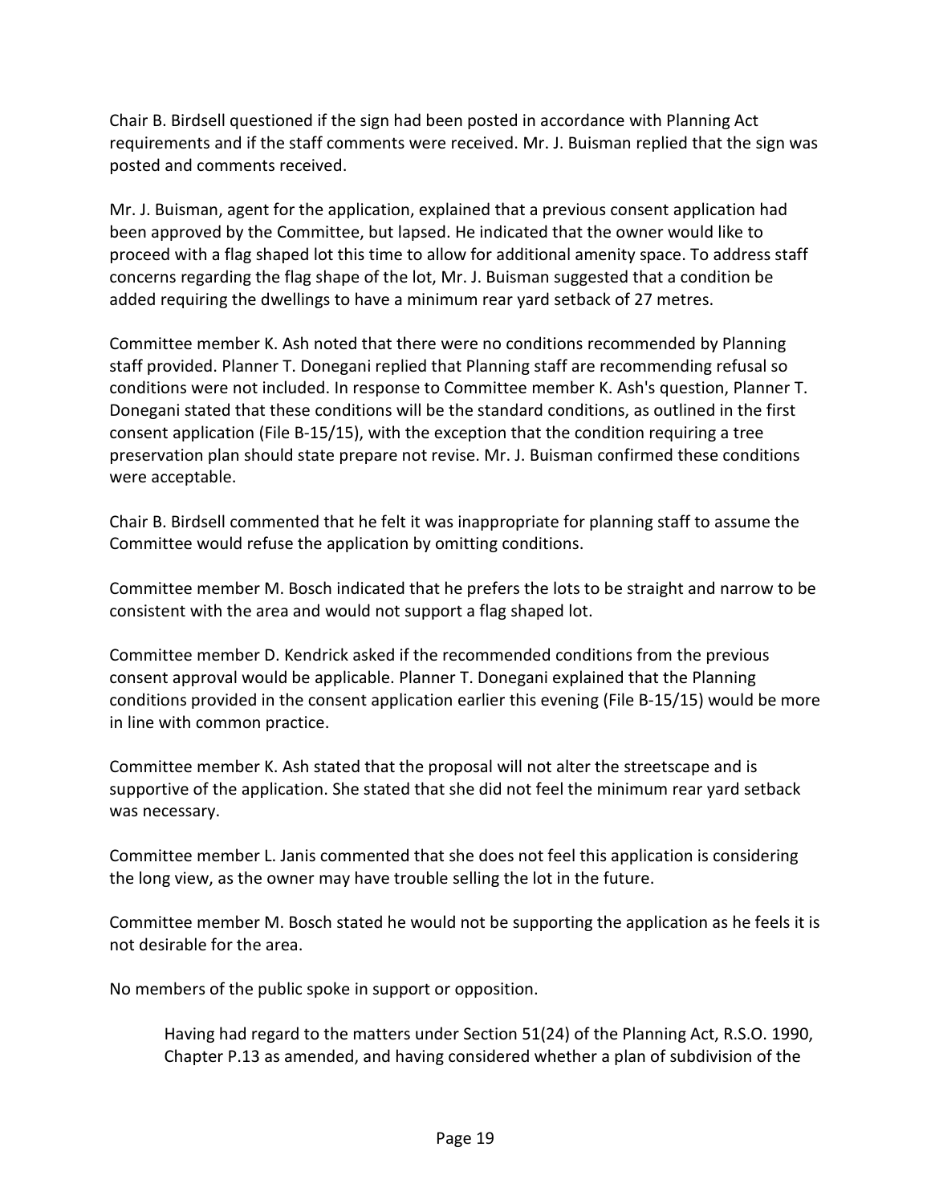Chair B. Birdsell questioned if the sign had been posted in accordance with Planning Act requirements and if the staff comments were received. Mr. J. Buisman replied that the sign was posted and comments received.

Mr. J. Buisman, agent for the application, explained that a previous consent application had been approved by the Committee, but lapsed. He indicated that the owner would like to proceed with a flag shaped lot this time to allow for additional amenity space. To address staff concerns regarding the flag shape of the lot, Mr. J. Buisman suggested that a condition be added requiring the dwellings to have a minimum rear yard setback of 27 metres.

Committee member K. Ash noted that there were no conditions recommended by Planning staff provided. Planner T. Donegani replied that Planning staff are recommending refusal so conditions were not included. In response to Committee member K. Ash's question, Planner T. Donegani stated that these conditions will be the standard conditions, as outlined in the first consent application (File B-15/15), with the exception that the condition requiring a tree preservation plan should state prepare not revise. Mr. J. Buisman confirmed these conditions were acceptable.

Chair B. Birdsell commented that he felt it was inappropriate for planning staff to assume the Committee would refuse the application by omitting conditions.

Committee member M. Bosch indicated that he prefers the lots to be straight and narrow to be consistent with the area and would not support a flag shaped lot.

Committee member D. Kendrick asked if the recommended conditions from the previous consent approval would be applicable. Planner T. Donegani explained that the Planning conditions provided in the consent application earlier this evening (File B-15/15) would be more in line with common practice.

Committee member K. Ash stated that the proposal will not alter the streetscape and is supportive of the application. She stated that she did not feel the minimum rear yard setback was necessary.

Committee member L. Janis commented that she does not feel this application is considering the long view, as the owner may have trouble selling the lot in the future.

Committee member M. Bosch stated he would not be supporting the application as he feels it is not desirable for the area.

No members of the public spoke in support or opposition.

> Having had regard to the matters under Section 51(24) of the Planning Act, R.S.O. 1990, Chapter P.13 as amended, and having considered whether a plan of subdivision of the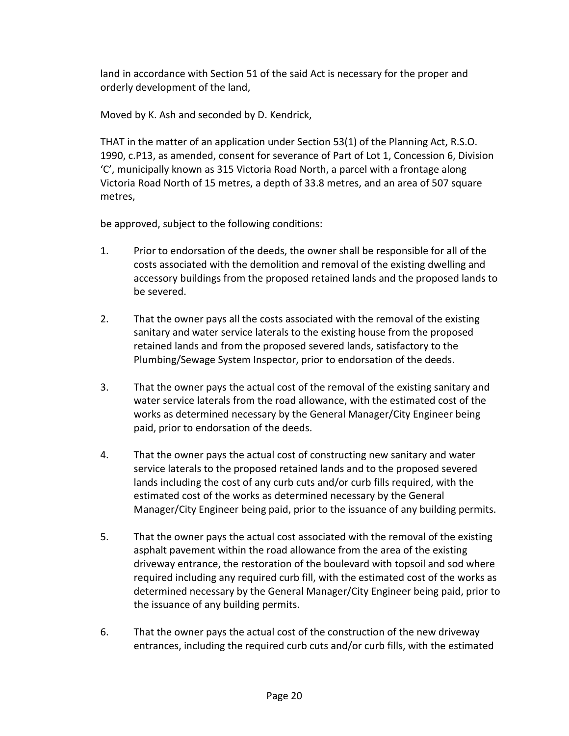land in accordance with Section 51 of the said Act is necessary for the proper and orderly development of the land,

Moved by K. Ash and seconded by D. Kendrick,

THAT in the matter of an application under Section 53(1) of the Planning Act, R.S.O. 1990, c.P13, as amended, consent for severance of Part of Lot 1, Concession 6, Division 'C', municipally known as 315 Victoria Road North, a parcel with a frontage along Victoria Road North of 15 metres, a depth of 33.8 metres, and an area of 507 square metres,

be approved, subject to the following conditions:

1. Prior to endorsation of the deeds, the owner shall be responsible for all of the costs associated with the demolition and removal of the existing dwelling and accessory buildings from the proposed retained lands and the proposed lands to be severed.

2. That the owner pays all the costs associated with the removal of the existing sanitary and water service laterals to the existing house from the proposed retained lands and from the proposed severed lands, satisfactory to the Plumbing/Sewage System Inspector, prior to endorsation of the deeds.

3. That the owner pays the actual cost of the removal of the existing sanitary and water service laterals from the road allowance, with the estimated cost of the works as determined necessary by the General Manager/City Engineer being paid, prior to endorsation of the deeds.

4. That the owner pays the actual cost of constructing new sanitary and water service laterals to the proposed retained lands and to the proposed severed lands including the cost of any curb cuts and/or curb fills required, with the estimated cost of the works as determined necessary by the General Manager/City Engineer being paid, prior to the issuance of any building permits.

5. That the owner pays the actual cost associated with the removal of the existing asphalt pavement within the road allowance from the area of the existing driveway entrance, the restoration of the boulevard with topsoil and sod where required including any required curb fill, with the estimated cost of the works as determined necessary by the General Manager/City Engineer being paid, prior to the issuance of any building permits.

6. That the owner pays the actual cost of the construction of the new driveway entrances, including the required curb cuts and/or curb fills, with the estimated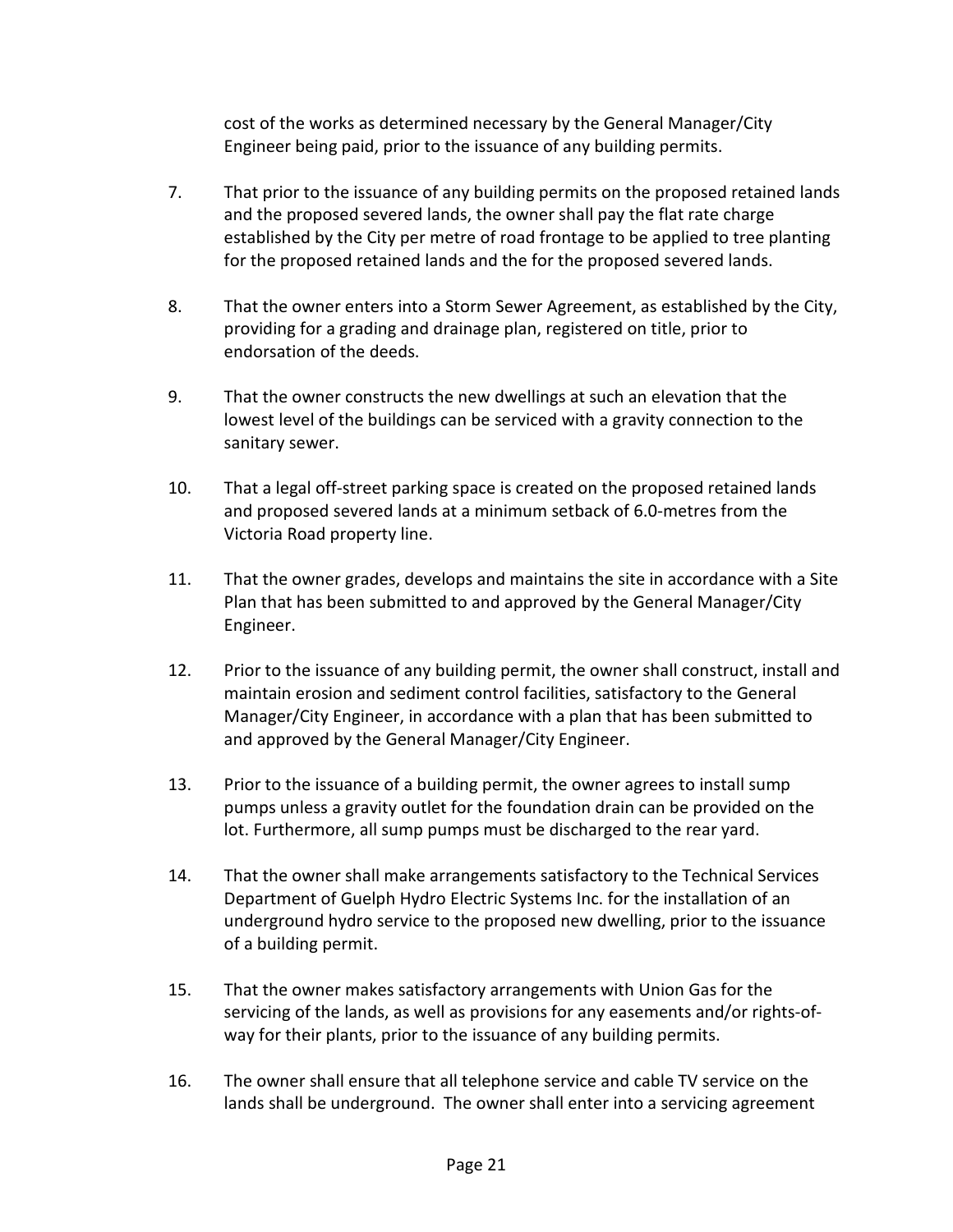cost of the works as determined necessary by the General Manager/City Engineer being paid, prior to the issuance of any building permits.

7. That prior to the issuance of any building permits on the proposed retained lands and the proposed severed lands, the owner shall pay the flat rate charge established by the City per metre of road frontage to be applied to tree planting for the proposed retained lands and the for the proposed severed lands.

8. That the owner enters into a Storm Sewer Agreement, as established by the City, providing for a grading and drainage plan, registered on title, prior to endorsation of the deeds.

9. That the owner constructs the new dwellings at such an elevation that the lowest level of the buildings can be serviced with a gravity connection to the sanitary sewer.

10. That a legal off-street parking space is created on the proposed retained lands and proposed severed lands at a minimum setback of 6.0-metres from the Victoria Road property line.

11. That the owner grades, develops and maintains the site in accordance with a Site Plan that has been submitted to and approved by the General Manager/City Engineer.

12. Prior to the issuance of any building permit, the owner shall construct, install and maintain erosion and sediment control facilities, satisfactory to the General Manager/City Engineer, in accordance with a plan that has been submitted to and approved by the General Manager/City Engineer.

13. Prior to the issuance of a building permit, the owner agrees to install sump pumps unless a gravity outlet for the foundation drain can be provided on the lot. Furthermore, all sump pumps must be discharged to the rear yard.

14. That the owner shall make arrangements satisfactory to the Technical Services Department of Guelph Hydro Electric Systems Inc. for the installation of an underground hydro service to the proposed new dwelling, prior to the issuance of a building permit.

15. That the owner makes satisfactory arrangements with Union Gas for the servicing of the lands, as well as provisions for any easements and/or rights-of-way for their plants, prior to the issuance of any building permits.

16. The owner shall ensure that all telephone service and cable TV service on the lands shall be underground. The owner shall enter into a servicing agreement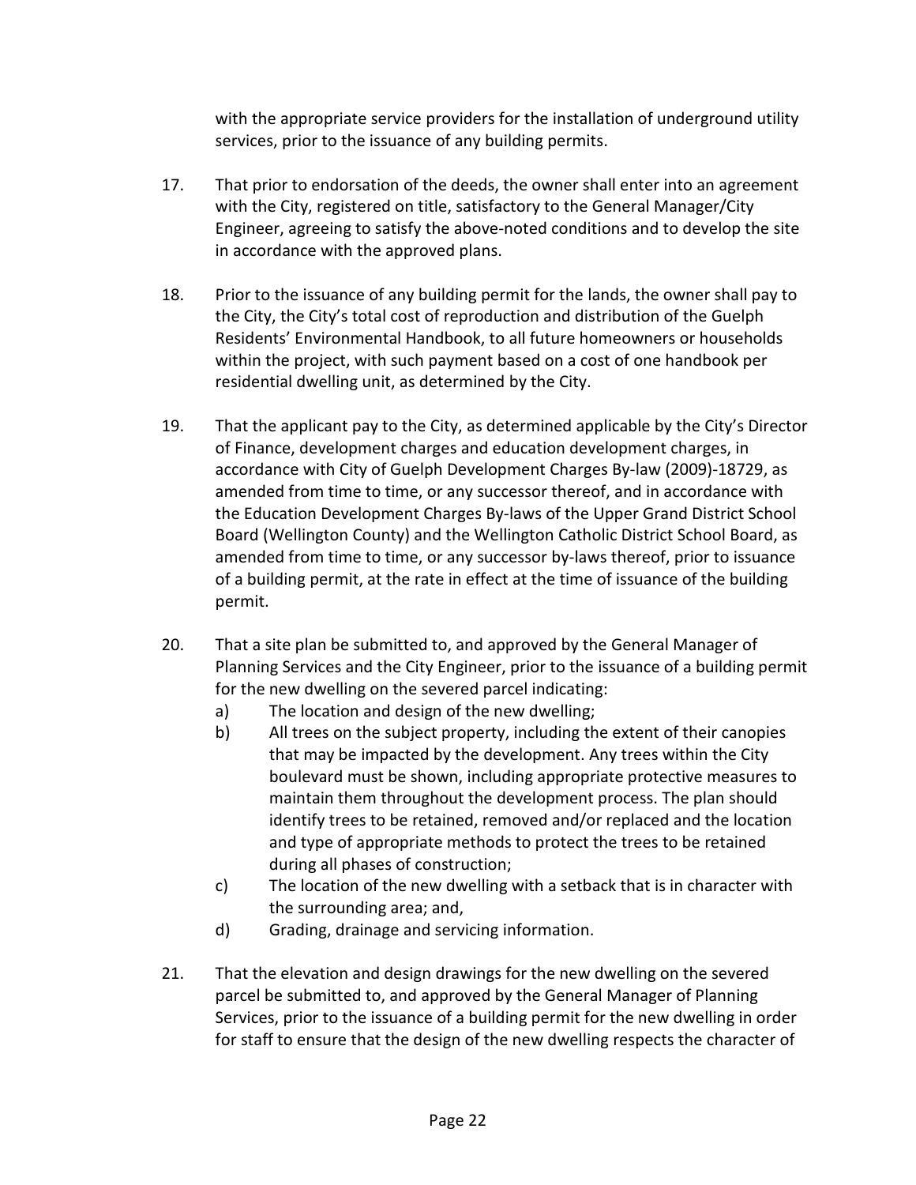with the appropriate service providers for the installation of underground utility services, prior to the issuance of any building permits.

17. That prior to endorsation of the deeds, the owner shall enter into an agreement with the City, registered on title, satisfactory to the General Manager/City Engineer, agreeing to satisfy the above-noted conditions and to develop the site in accordance with the approved plans.

18. Prior to the issuance of any building permit for the lands, the owner shall pay to the City, the City's total cost of reproduction and distribution of the Guelph Residents' Environmental Handbook, to all future homeowners or households within the project, with such payment based on a cost of one handbook per residential dwelling unit, as determined by the City.

19. That the applicant pay to the City, as determined applicable by the City's Director of Finance, development charges and education development charges, in accordance with City of Guelph Development Charges By-law (2009)-18729, as amended from time to time, or any successor thereof, and in accordance with the Education Development Charges By-laws of the Upper Grand District School Board (Wellington County) and the Wellington Catholic District School Board, as amended from time to time, or any successor by-laws thereof, prior to issuance of a building permit, at the rate in effect at the time of issuance of the building permit.

20. That a site plan be submitted to, and approved by the General Manager of Planning Services and the City Engineer, prior to the issuance of a building permit for the new dwelling on the severed parcel indicating:
    a) The location and design of the new dwelling;
    b) All trees on the subject property, including the extent of their canopies that may be impacted by the development. Any trees within the City boulevard must be shown, including appropriate protective measures to maintain them throughout the development process. The plan should identify trees to be retained, removed and/or replaced and the location and type of appropriate methods to protect the trees to be retained during all phases of construction;
    c) The location of the new dwelling with a setback that is in character with the surrounding area; and,
    d) Grading, drainage and servicing information.

21. That the elevation and design drawings for the new dwelling on the severed parcel be submitted to, and approved by the General Manager of Planning Services, prior to the issuance of a building permit for the new dwelling in order for staff to ensure that the design of the new dwelling respects the character of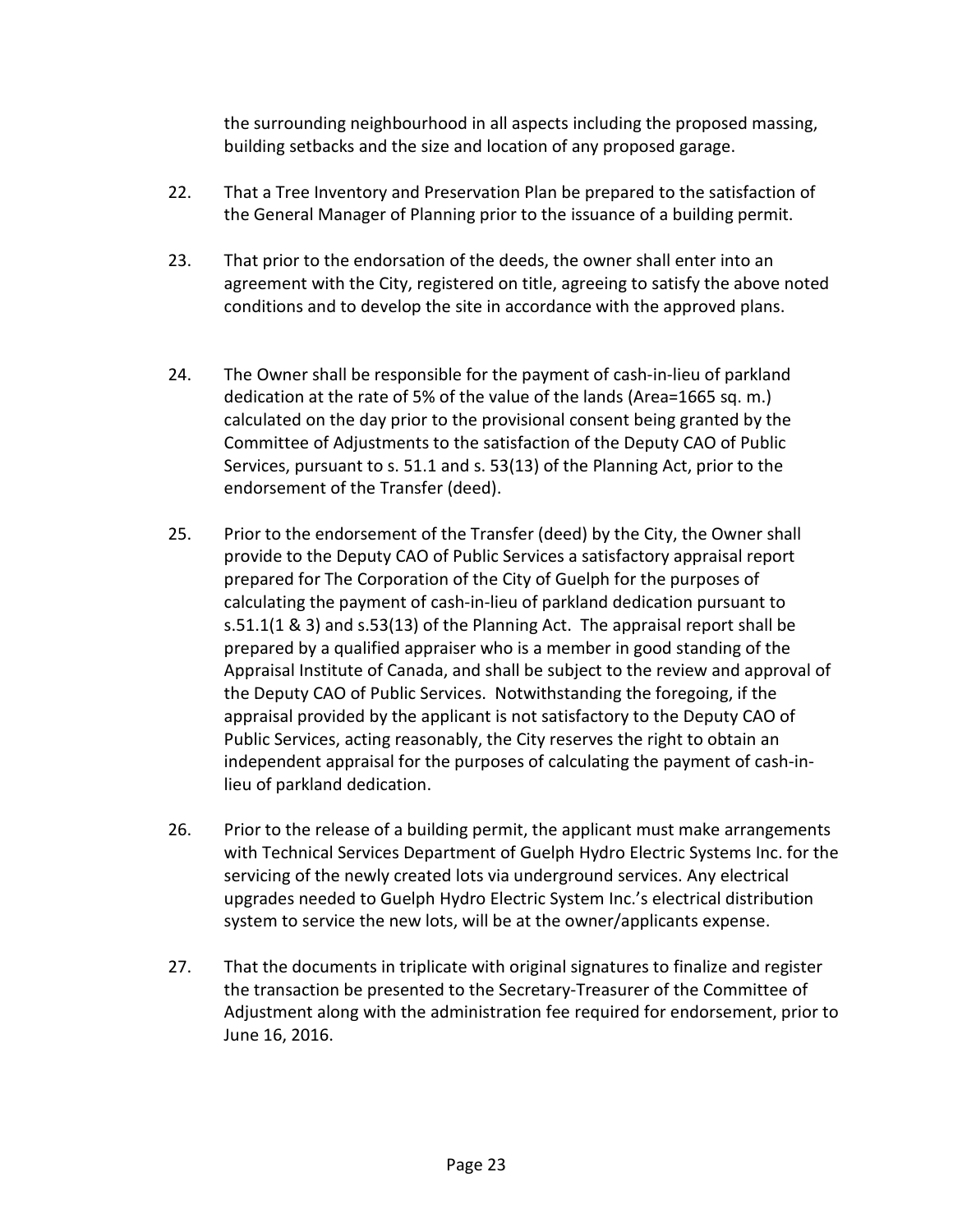the surrounding neighbourhood in all aspects including the proposed massing, building setbacks and the size and location of any proposed garage.

22. That a Tree Inventory and Preservation Plan be prepared to the satisfaction of the General Manager of Planning prior to the issuance of a building permit.

23. That prior to the endorsation of the deeds, the owner shall enter into an agreement with the City, registered on title, agreeing to satisfy the above noted conditions and to develop the site in accordance with the approved plans.

24. The Owner shall be responsible for the payment of cash-in-lieu of parkland dedication at the rate of 5% of the value of the lands (Area=1665 sq. m.) calculated on the day prior to the provisional consent being granted by the Committee of Adjustments to the satisfaction of the Deputy CAO of Public Services, pursuant to s. 51.1 and s. 53(13) of the Planning Act, prior to the endorsement of the Transfer (deed).

25. Prior to the endorsement of the Transfer (deed) by the City, the Owner shall provide to the Deputy CAO of Public Services a satisfactory appraisal report prepared for The Corporation of the City of Guelph for the purposes of calculating the payment of cash-in-lieu of parkland dedication pursuant to s.51.1(1 & 3) and s.53(13) of the Planning Act. The appraisal report shall be prepared by a qualified appraiser who is a member in good standing of the Appraisal Institute of Canada, and shall be subject to the review and approval of the Deputy CAO of Public Services. Notwithstanding the foregoing, if the appraisal provided by the applicant is not satisfactory to the Deputy CAO of Public Services, acting reasonably, the City reserves the right to obtain an independent appraisal for the purposes of calculating the payment of cash-in-lieu of parkland dedication.

26. Prior to the release of a building permit, the applicant must make arrangements with Technical Services Department of Guelph Hydro Electric Systems Inc. for the servicing of the newly created lots via underground services. Any electrical upgrades needed to Guelph Hydro Electric System Inc.'s electrical distribution system to service the new lots, will be at the owner/applicants expense.

27. That the documents in triplicate with original signatures to finalize and register the transaction be presented to the Secretary-Treasurer of the Committee of Adjustment along with the administration fee required for endorsement, prior to June 16, 2016.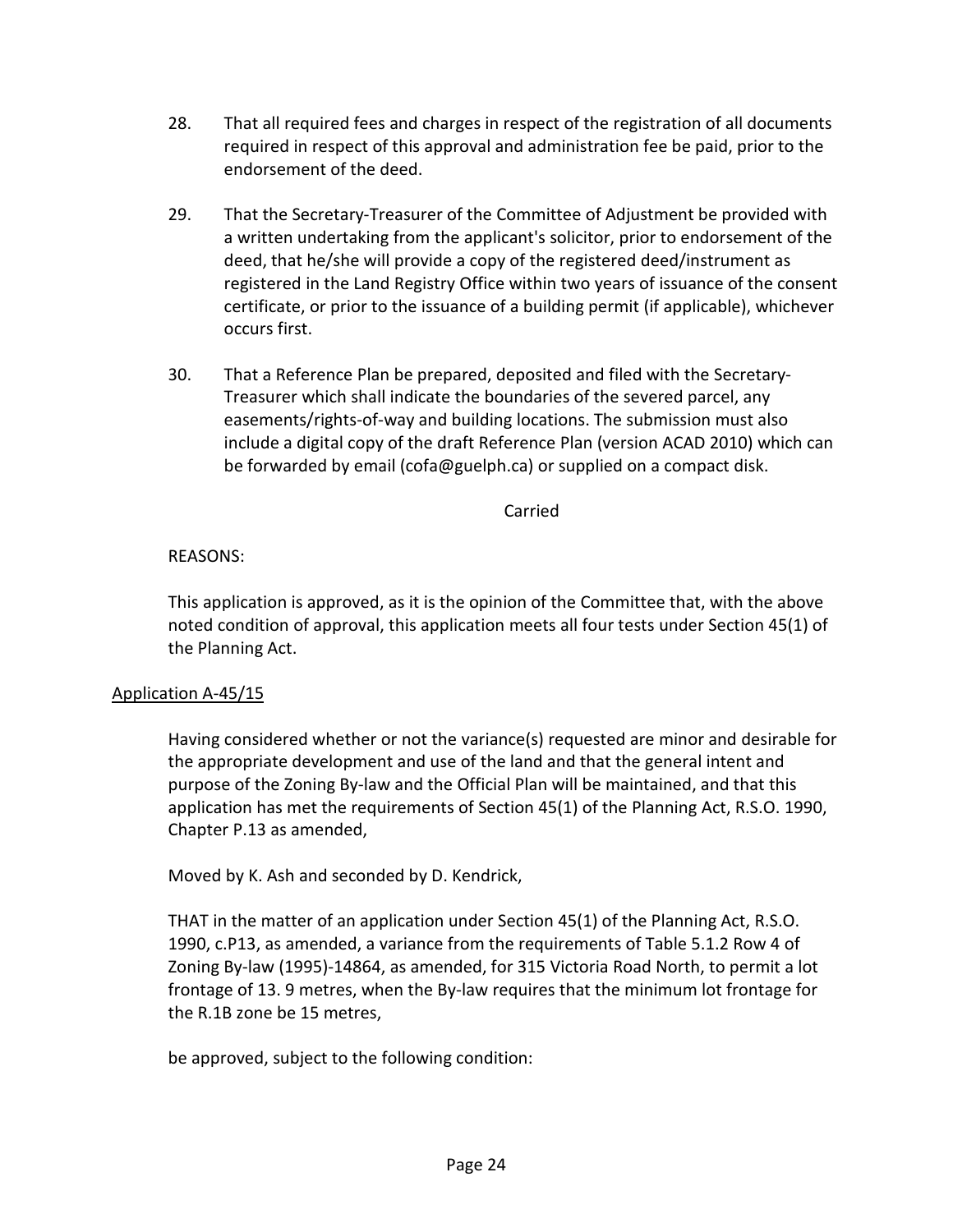28. That all required fees and charges in respect of the registration of all documents required in respect of this approval and administration fee be paid, prior to the endorsement of the deed.

29. That the Secretary-Treasurer of the Committee of Adjustment be provided with a written undertaking from the applicant's solicitor, prior to endorsement of the deed, that he/she will provide a copy of the registered deed/instrument as registered in the Land Registry Office within two years of issuance of the consent certificate, or prior to the issuance of a building permit (if applicable), whichever occurs first.

30. That a Reference Plan be prepared, deposited and filed with the Secretary-Treasurer which shall indicate the boundaries of the severed parcel, any easements/rights-of-way and building locations. The submission must also include a digital copy of the draft Reference Plan (version ACAD 2010) which can be forwarded by email (cofa@guelph.ca) or supplied on a compact disk.

Carried

REASONS:

This application is approved, as it is the opinion of the Committee that, with the above noted condition of approval, this application meets all four tests under Section 45(1) of the Planning Act.

Application A-45/15

Having considered whether or not the variance(s) requested are minor and desirable for the appropriate development and use of the land and that the general intent and purpose of the Zoning By-law and the Official Plan will be maintained, and that this application has met the requirements of Section 45(1) of the Planning Act, R.S.O. 1990, Chapter P.13 as amended,

Moved by K. Ash and seconded by D. Kendrick,

THAT in the matter of an application under Section 45(1) of the Planning Act, R.S.O. 1990, c.P13, as amended, a variance from the requirements of Table 5.1.2 Row 4 of Zoning By-law (1995)-14864, as amended, for 315 Victoria Road North, to permit a lot frontage of 13. 9 metres, when the By-law requires that the minimum lot frontage for the R.1B zone be 15 metres,

be approved, subject to the following condition: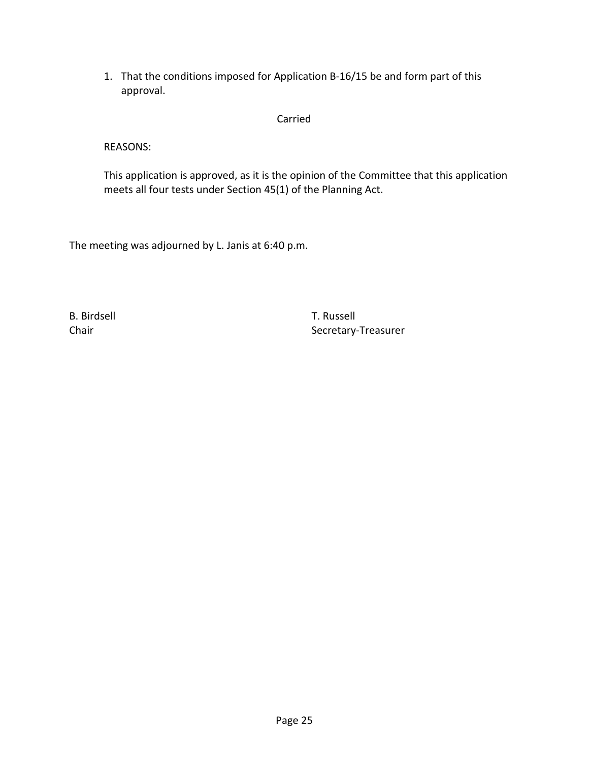1. That the conditions imposed for Application B-16/15 be and form part of this approval.

Carried

REASONS:

This application is approved, as it is the opinion of the Committee that this application meets all four tests under Section 45(1) of the Planning Act.

The meeting was adjourned by L. Janis at 6:40 p.m.

B. Birdsell
Chair

T. Russell
Secretary-Treasurer